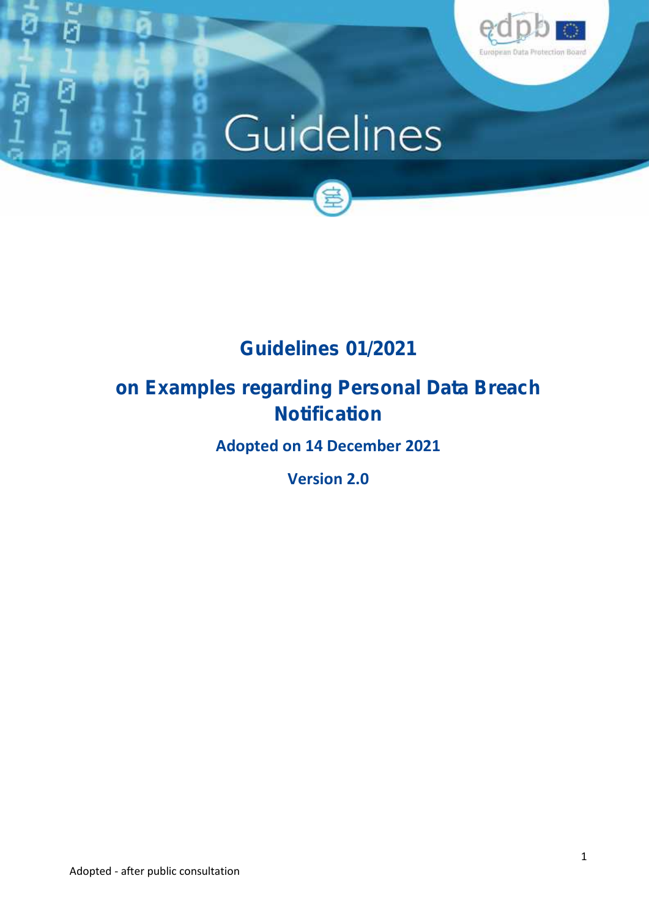# Guidelines

## Guidelines 01/2021

## on Examples regarding Personal Data Breach Notification

**Adopted on 14 December 2021**

**Version 2.0**

Adopted - after public consultation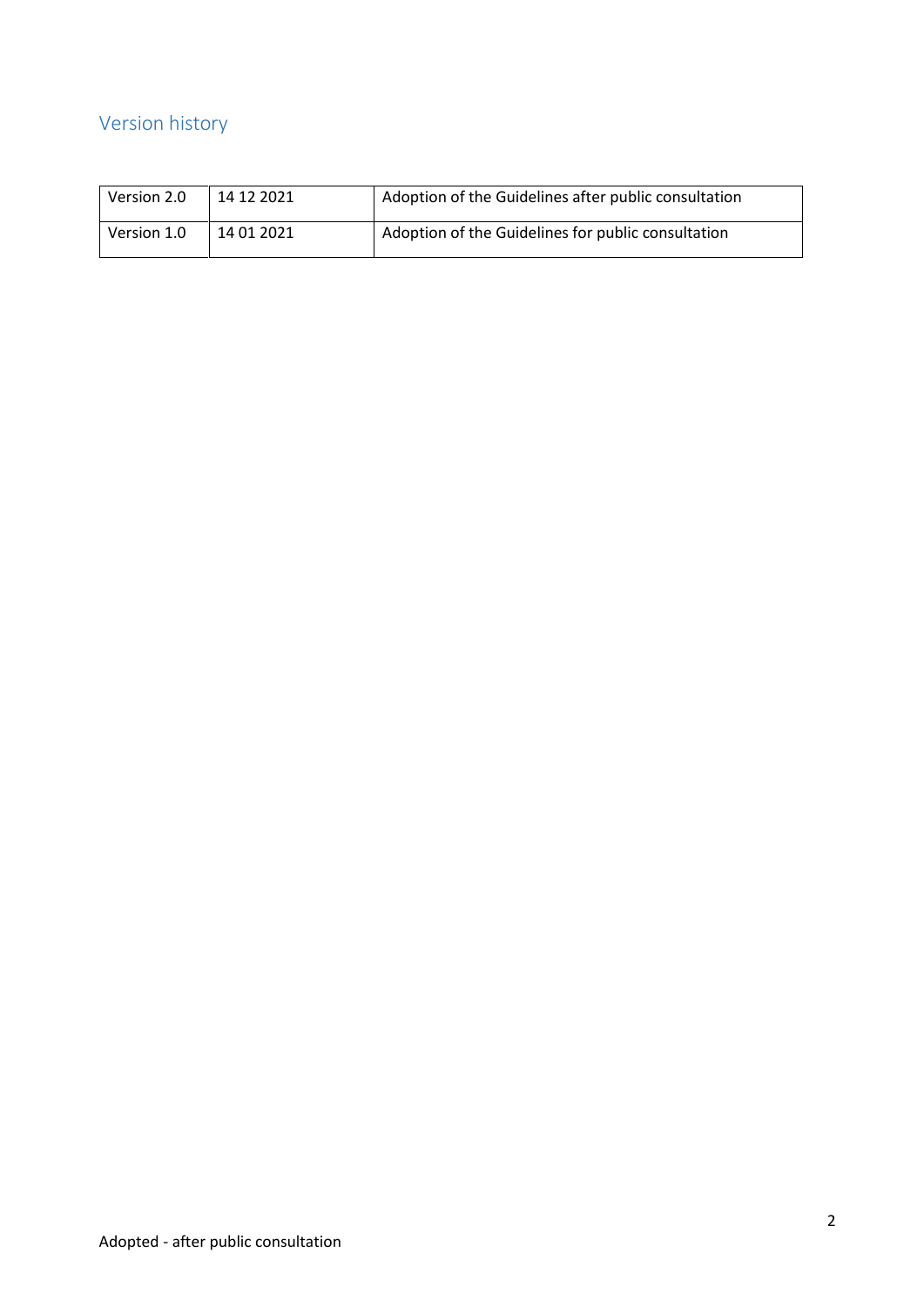## Version history

| Version 2.0 | 14 12 2021 | Adoption of the Guidelines after public consultation |
|---|---|---|
| Version 1.0 | 14 01 2021 | Adoption of the Guidelines for public consultation |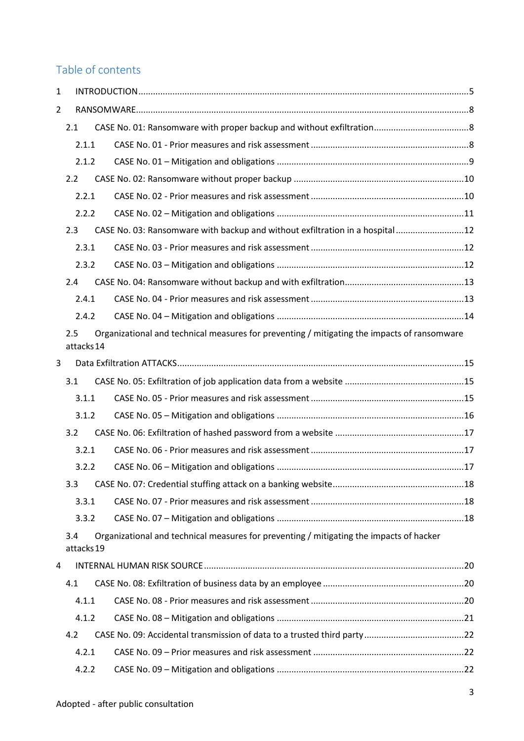## Table of contents

1 INTRODUCTION .....5

2 RANSOMWARE .....8

- 2.1 CASE No. 01: Ransomware with proper backup and without exfiltration .....8
  - 2.1.1 CASE No. 01 - Prior measures and risk assessment .....8
  - 2.1.2 CASE No. 01 – Mitigation and obligations .....9
- 2.2 CASE No. 02: Ransomware without proper backup .....10
  - 2.2.1 CASE No. 02 - Prior measures and risk assessment .....10
  - 2.2.2 CASE No. 02 – Mitigation and obligations .....11
- 2.3 CASE No. 03: Ransomware with backup and without exfiltration in a hospital .....12
  - 2.3.1 CASE No. 03 - Prior measures and risk assessment .....12
  - 2.3.2 CASE No. 03 – Mitigation and obligations .....12
- 2.4 CASE No. 04: Ransomware without backup and with exfiltration .....13
  - 2.4.1 CASE No. 04 - Prior measures and risk assessment .....13
  - 2.4.2 CASE No. 04 – Mitigation and obligations .....14
- 2.5 Organizational and technical measures for preventing / mitigating the impacts of ransomware attacks 14

3 Data Exfiltration ATTACKS .....15

- 3.1 CASE No. 05: Exfiltration of job application data from a website .....15
  - 3.1.1 CASE No. 05 - Prior measures and risk assessment .....15
  - 3.1.2 CASE No. 05 – Mitigation and obligations .....16
- 3.2 CASE No. 06: Exfiltration of hashed password from a website .....17
  - 3.2.1 CASE No. 06 - Prior measures and risk assessment .....17
  - 3.2.2 CASE No. 06 – Mitigation and obligations .....17
- 3.3 CASE No. 07: Credential stuffing attack on a banking website .....18
  - 3.3.1 CASE No. 07 - Prior measures and risk assessment .....18
  - 3.3.2 CASE No. 07 – Mitigation and obligations .....18
- 3.4 Organizational and technical measures for preventing / mitigating the impacts of hacker attacks 19

4 INTERNAL HUMAN RISK SOURCE .....20

- 4.1 CASE No. 08: Exfiltration of business data by an employee .....20
  - 4.1.1 CASE No. 08 - Prior measures and risk assessment .....20
  - 4.1.2 CASE No. 08 – Mitigation and obligations .....21
- 4.2 CASE No. 09: Accidental transmission of data to a trusted third party .....22
  - 4.2.1 CASE No. 09 – Prior measures and risk assessment .....22
  - 4.2.2 CASE No. 09 – Mitigation and obligations .....22

Adopted - after public consultation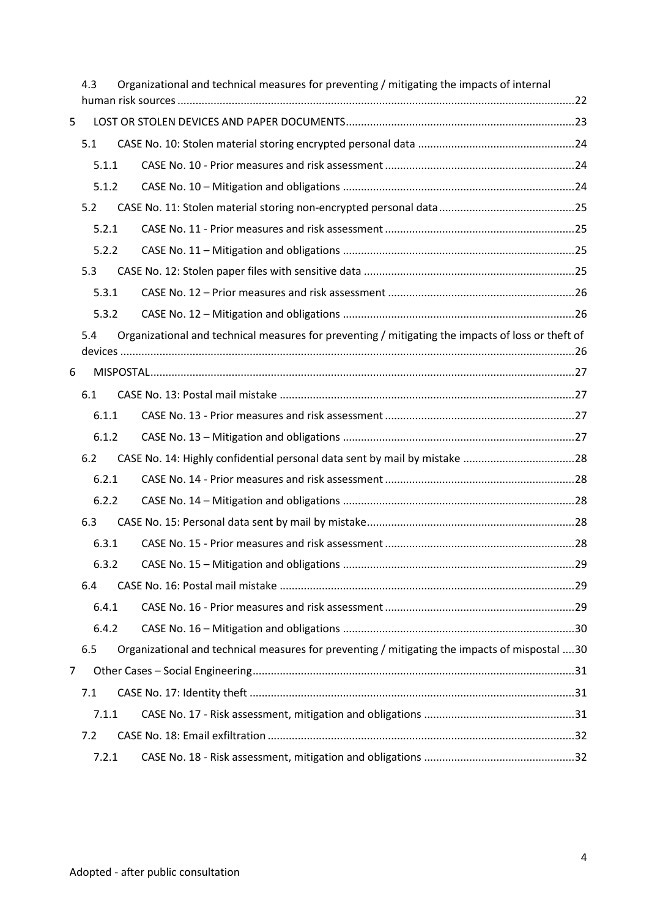4.3 Organizational and technical measures for preventing / mitigating the impacts of internal human risk sources ....22

5 LOST OR STOLEN DEVICES AND PAPER DOCUMENTS ....23

5.1 CASE No. 10: Stolen material storing encrypted personal data ....24

5.1.1 CASE No. 10 - Prior measures and risk assessment ....24

5.1.2 CASE No. 10 – Mitigation and obligations ....24

5.2 CASE No. 11: Stolen material storing non-encrypted personal data ....25

5.2.1 CASE No. 11 - Prior measures and risk assessment ....25

5.2.2 CASE No. 11 – Mitigation and obligations ....25

5.3 CASE No. 12: Stolen paper files with sensitive data ....25

5.3.1 CASE No. 12 – Prior measures and risk assessment ....26

5.3.2 CASE No. 12 – Mitigation and obligations ....26

5.4 Organizational and technical measures for preventing / mitigating the impacts of loss or theft of devices ....26

6 MISPOSTAL ....27

6.1 CASE No. 13: Postal mail mistake ....27

6.1.1 CASE No. 13 - Prior measures and risk assessment ....27

6.1.2 CASE No. 13 – Mitigation and obligations ....27

6.2 CASE No. 14: Highly confidential personal data sent by mail by mistake ....28

6.2.1 CASE No. 14 - Prior measures and risk assessment ....28

6.2.2 CASE No. 14 – Mitigation and obligations ....28

6.3 CASE No. 15: Personal data sent by mail by mistake ....28

6.3.1 CASE No. 15 - Prior measures and risk assessment ....28

6.3.2 CASE No. 15 – Mitigation and obligations ....29

6.4 CASE No. 16: Postal mail mistake ....29

6.4.1 CASE No. 16 - Prior measures and risk assessment ....29

6.4.2 CASE No. 16 – Mitigation and obligations ....30

6.5 Organizational and technical measures for preventing / mitigating the impacts of mispostal ....30

7 Other Cases – Social Engineering ....31

7.1 CASE No. 17: Identity theft ....31

7.1.1 CASE No. 17 - Risk assessment, mitigation and obligations ....31

7.2 CASE No. 18: Email exfiltration ....32

7.2.1 CASE No. 18 - Risk assessment, mitigation and obligations ....32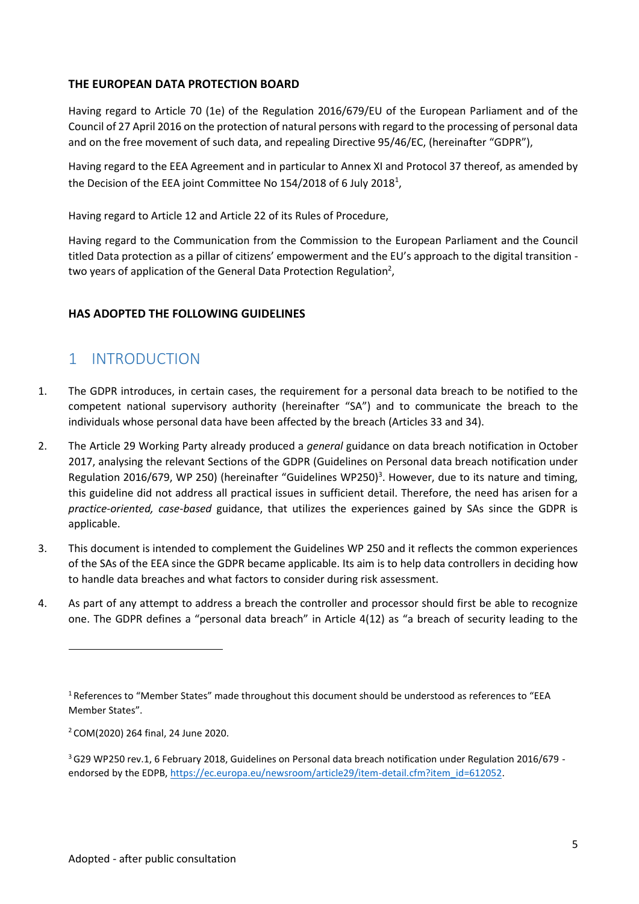**THE EUROPEAN DATA PROTECTION BOARD**

Having regard to Article 70 (1e) of the Regulation 2016/679/EU of the European Parliament and of the Council of 27 April 2016 on the protection of natural persons with regard to the processing of personal data and on the free movement of such data, and repealing Directive 95/46/EC, (hereinafter "GDPR"),

Having regard to the EEA Agreement and in particular to Annex XI and Protocol 37 thereof, as amended by the Decision of the EEA joint Committee No 154/2018 of 6 July 2018[1],

Having regard to Article 12 and Article 22 of its Rules of Procedure,

Having regard to the Communication from the Commission to the European Parliament and the Council titled Data protection as a pillar of citizens' empowerment and the EU's approach to the digital transition - two years of application of the General Data Protection Regulation[2],

**HAS ADOPTED THE FOLLOWING GUIDELINES**

# 1 INTRODUCTION

1. The GDPR introduces, in certain cases, the requirement for a personal data breach to be notified to the competent national supervisory authority (hereinafter "SA") and to communicate the breach to the individuals whose personal data have been affected by the breach (Articles 33 and 34).

2. The Article 29 Working Party already produced a *general* guidance on data breach notification in October 2017, analysing the relevant Sections of the GDPR (Guidelines on Personal data breach notification under Regulation 2016/679, WP 250) (hereinafter "Guidelines WP250)[3]. However, due to its nature and timing, this guideline did not address all practical issues in sufficient detail. Therefore, the need has arisen for a *practice-oriented, case-based* guidance, that utilizes the experiences gained by SAs since the GDPR is applicable.

3. This document is intended to complement the Guidelines WP 250 and it reflects the common experiences of the SAs of the EEA since the GDPR became applicable. Its aim is to help data controllers in deciding how to handle data breaches and what factors to consider during risk assessment.

4. As part of any attempt to address a breach the controller and processor should first be able to recognize one. The GDPR defines a "personal data breach" in Article 4(12) as "a breach of security leading to the

[1] References to "Member States" made throughout this document should be understood as references to "EEA Member States".

[2] COM(2020) 264 final, 24 June 2020.

[3] G29 WP250 rev.1, 6 February 2018, Guidelines on Personal data breach notification under Regulation 2016/679 - endorsed by the EDPB, https://ec.europa.eu/newsroom/article29/item-detail.cfm?item_id=612052.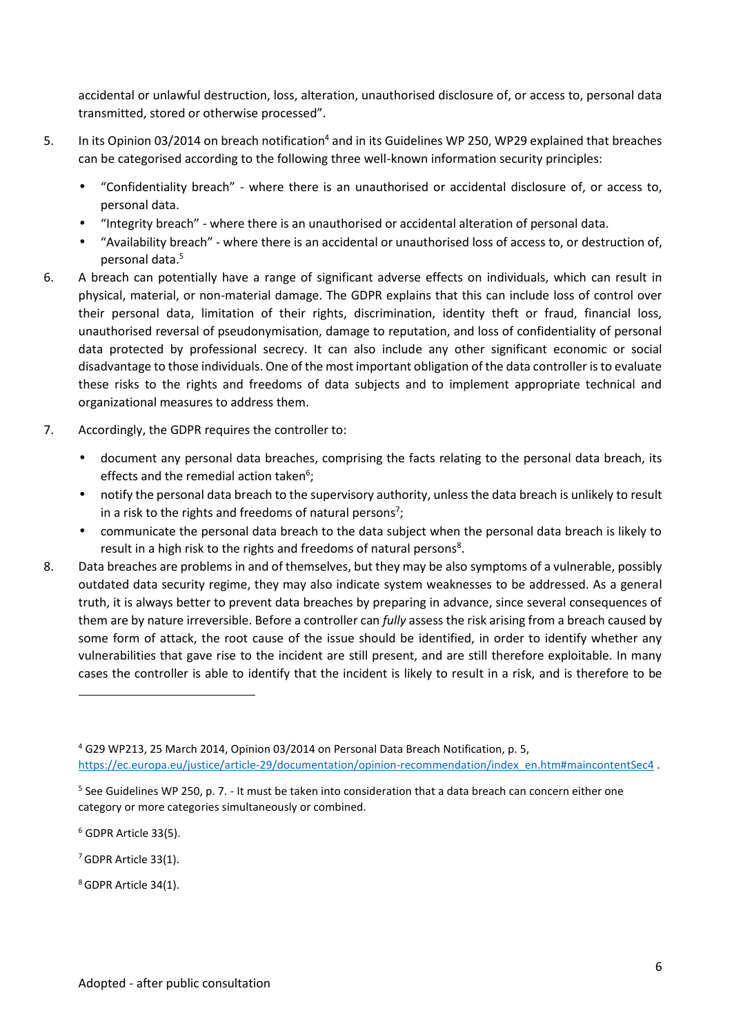accidental or unlawful destruction, loss, alteration, unauthorised disclosure of, or access to, personal data transmitted, stored or otherwise processed".

5. In its Opinion 03/2014 on breach notification[4] and in its Guidelines WP 250, WP29 explained that breaches can be categorised according to the following three well-known information security principles:

   - "Confidentiality breach" - where there is an unauthorised or accidental disclosure of, or access to, personal data.
   - "Integrity breach" - where there is an unauthorised or accidental alteration of personal data.
   - "Availability breach" - where there is an accidental or unauthorised loss of access to, or destruction of, personal data.[5]

6. A breach can potentially have a range of significant adverse effects on individuals, which can result in physical, material, or non-material damage. The GDPR explains that this can include loss of control over their personal data, limitation of their rights, discrimination, identity theft or fraud, financial loss, unauthorised reversal of pseudonymisation, damage to reputation, and loss of confidentiality of personal data protected by professional secrecy. It can also include any other significant economic or social disadvantage to those individuals. One of the most important obligation of the data controller is to evaluate these risks to the rights and freedoms of data subjects and to implement appropriate technical and organizational measures to address them.

7. Accordingly, the GDPR requires the controller to:

   - document any personal data breaches, comprising the facts relating to the personal data breach, its effects and the remedial action taken[6];
   - notify the personal data breach to the supervisory authority, unless the data breach is unlikely to result in a risk to the rights and freedoms of natural persons[7];
   - communicate the personal data breach to the data subject when the personal data breach is likely to result in a high risk to the rights and freedoms of natural persons[8].

8. Data breaches are problems in and of themselves, but they may be also symptoms of a vulnerable, possibly outdated data security regime, they may also indicate system weaknesses to be addressed. As a general truth, it is always better to prevent data breaches by preparing in advance, since several consequences of them are by nature irreversible. Before a controller can *fully* assess the risk arising from a breach caused by some form of attack, the root cause of the issue should be identified, in order to identify whether any vulnerabilities that gave rise to the incident are still present, and are still therefore exploitable. In many cases the controller is able to identify that the incident is likely to result in a risk, and is therefore to be

---

[4] G29 WP213, 25 March 2014, Opinion 03/2014 on Personal Data Breach Notification, p. 5, https://ec.europa.eu/justice/article-29/documentation/opinion-recommendation/index_en.htm#maincontentSec4 .

[5] See Guidelines WP 250, p. 7. - It must be taken into consideration that a data breach can concern either one category or more categories simultaneously or combined.

[6] GDPR Article 33(5).

[7] GDPR Article 33(1).

[8] GDPR Article 34(1).

Adopted - after public consultation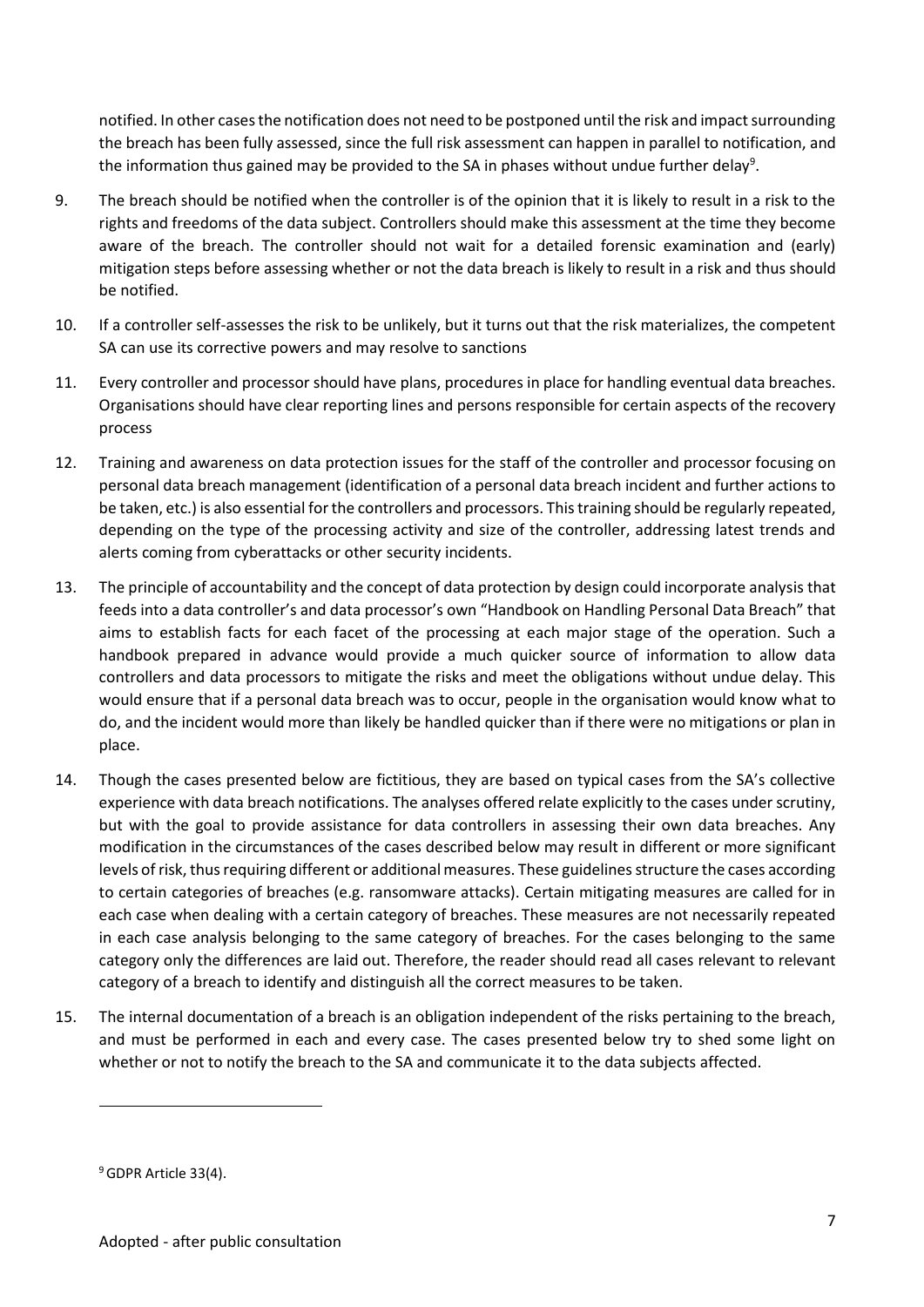notified. In other cases the notification does not need to be postponed until the risk and impact surrounding the breach has been fully assessed, since the full risk assessment can happen in parallel to notification, and the information thus gained may be provided to the SA in phases without undue further delay[9].

9. The breach should be notified when the controller is of the opinion that it is likely to result in a risk to the rights and freedoms of the data subject. Controllers should make this assessment at the time they become aware of the breach. The controller should not wait for a detailed forensic examination and (early) mitigation steps before assessing whether or not the data breach is likely to result in a risk and thus should be notified.

10. If a controller self-assesses the risk to be unlikely, but it turns out that the risk materializes, the competent SA can use its corrective powers and may resolve to sanctions

11. Every controller and processor should have plans, procedures in place for handling eventual data breaches. Organisations should have clear reporting lines and persons responsible for certain aspects of the recovery process

12. Training and awareness on data protection issues for the staff of the controller and processor focusing on personal data breach management (identification of a personal data breach incident and further actions to be taken, etc.) is also essential for the controllers and processors. This training should be regularly repeated, depending on the type of the processing activity and size of the controller, addressing latest trends and alerts coming from cyberattacks or other security incidents.

13. The principle of accountability and the concept of data protection by design could incorporate analysis that feeds into a data controller's and data processor's own "Handbook on Handling Personal Data Breach" that aims to establish facts for each facet of the processing at each major stage of the operation. Such a handbook prepared in advance would provide a much quicker source of information to allow data controllers and data processors to mitigate the risks and meet the obligations without undue delay. This would ensure that if a personal data breach was to occur, people in the organisation would know what to do, and the incident would more than likely be handled quicker than if there were no mitigations or plan in place.

14. Though the cases presented below are fictitious, they are based on typical cases from the SA's collective experience with data breach notifications. The analyses offered relate explicitly to the cases under scrutiny, but with the goal to provide assistance for data controllers in assessing their own data breaches. Any modification in the circumstances of the cases described below may result in different or more significant levels of risk, thus requiring different or additional measures. These guidelines structure the cases according to certain categories of breaches (e.g. ransomware attacks). Certain mitigating measures are called for in each case when dealing with a certain category of breaches. These measures are not necessarily repeated in each case analysis belonging to the same category of breaches. For the cases belonging to the same category only the differences are laid out. Therefore, the reader should read all cases relevant to relevant category of a breach to identify and distinguish all the correct measures to be taken.

15. The internal documentation of a breach is an obligation independent of the risks pertaining to the breach, and must be performed in each and every case. The cases presented below try to shed some light on whether or not to notify the breach to the SA and communicate it to the data subjects affected.

[9] GDPR Article 33(4).

Adopted - after public consultation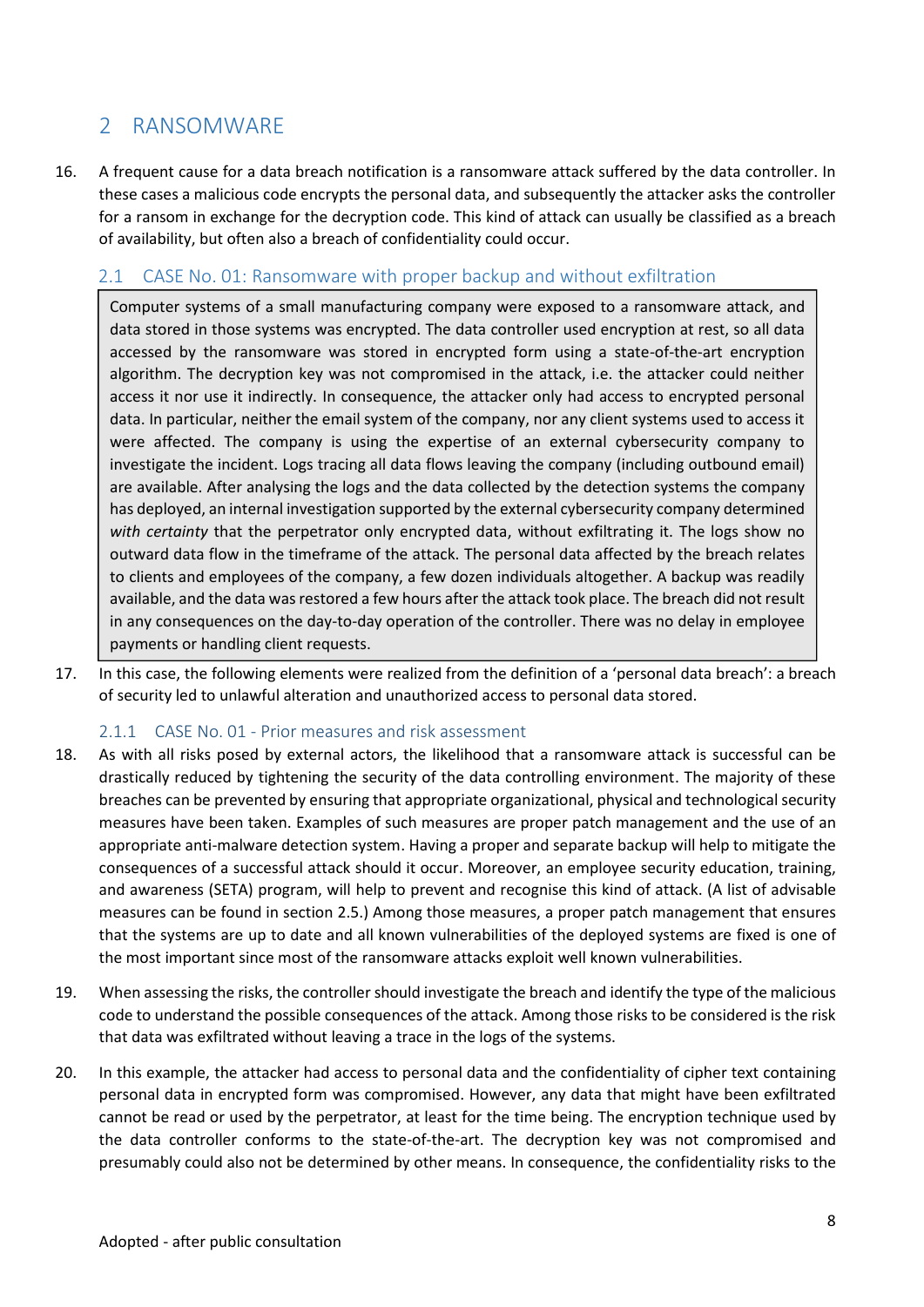# 2 RANSOMWARE

16. A frequent cause for a data breach notification is a ransomware attack suffered by the data controller. In these cases a malicious code encrypts the personal data, and subsequently the attacker asks the controller for a ransom in exchange for the decryption code. This kind of attack can usually be classified as a breach of availability, but often also a breach of confidentiality could occur.

## 2.1 CASE No. 01: Ransomware with proper backup and without exfiltration

> Computer systems of a small manufacturing company were exposed to a ransomware attack, and data stored in those systems was encrypted. The data controller used encryption at rest, so all data accessed by the ransomware was stored in encrypted form using a state-of-the-art encryption algorithm. The decryption key was not compromised in the attack, i.e. the attacker could neither access it nor use it indirectly. In consequence, the attacker only had access to encrypted personal data. In particular, neither the email system of the company, nor any client systems used to access it were affected. The company is using the expertise of an external cybersecurity company to investigate the incident. Logs tracing all data flows leaving the company (including outbound email) are available. After analysing the logs and the data collected by the detection systems the company has deployed, an internal investigation supported by the external cybersecurity company determined *with certainty* that the perpetrator only encrypted data, without exfiltrating it. The logs show no outward data flow in the timeframe of the attack. The personal data affected by the breach relates to clients and employees of the company, a few dozen individuals altogether. A backup was readily available, and the data was restored a few hours after the attack took place. The breach did not result in any consequences on the day-to-day operation of the controller. There was no delay in employee payments or handling client requests.

17. In this case, the following elements were realized from the definition of a 'personal data breach': a breach of security led to unlawful alteration and unauthorized access to personal data stored.

### 2.1.1 CASE No. 01 - Prior measures and risk assessment

18. As with all risks posed by external actors, the likelihood that a ransomware attack is successful can be drastically reduced by tightening the security of the data controlling environment. The majority of these breaches can be prevented by ensuring that appropriate organizational, physical and technological security measures have been taken. Examples of such measures are proper patch management and the use of an appropriate anti-malware detection system. Having a proper and separate backup will help to mitigate the consequences of a successful attack should it occur. Moreover, an employee security education, training, and awareness (SETA) program, will help to prevent and recognise this kind of attack. (A list of advisable measures can be found in section 2.5.) Among those measures, a proper patch management that ensures that the systems are up to date and all known vulnerabilities of the deployed systems are fixed is one of the most important since most of the ransomware attacks exploit well known vulnerabilities.

19. When assessing the risks, the controller should investigate the breach and identify the type of the malicious code to understand the possible consequences of the attack. Among those risks to be considered is the risk that data was exfiltrated without leaving a trace in the logs of the systems.

20. In this example, the attacker had access to personal data and the confidentiality of cipher text containing personal data in encrypted form was compromised. However, any data that might have been exfiltrated cannot be read or used by the perpetrator, at least for the time being. The encryption technique used by the data controller conforms to the state-of-the-art. The decryption key was not compromised and presumably could also not be determined by other means. In consequence, the confidentiality risks to the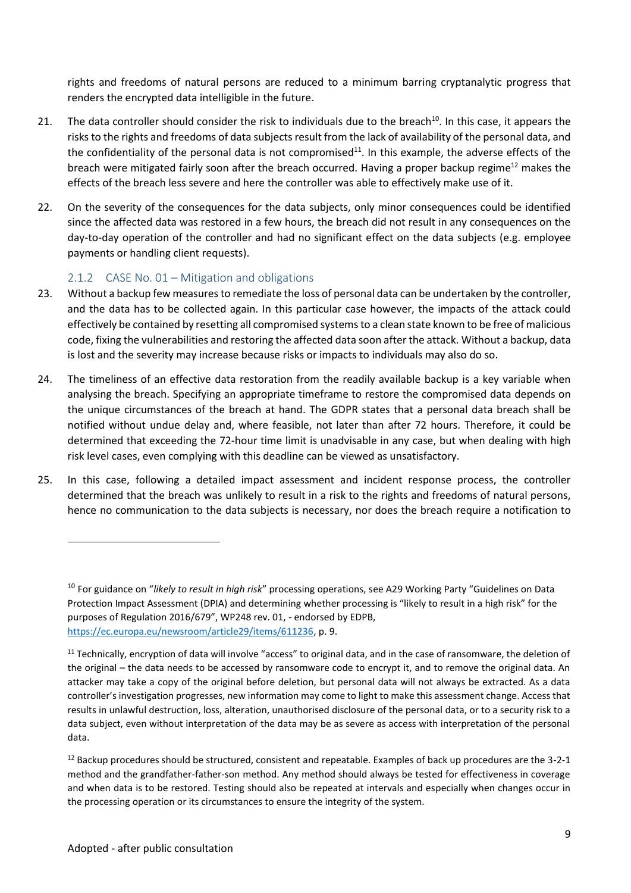rights and freedoms of natural persons are reduced to a minimum barring cryptanalytic progress that renders the encrypted data intelligible in the future.

21. The data controller should consider the risk to individuals due to the breach[10]. In this case, it appears the risks to the rights and freedoms of data subjects result from the lack of availability of the personal data, and the confidentiality of the personal data is not compromised[11]. In this example, the adverse effects of the breach were mitigated fairly soon after the breach occurred. Having a proper backup regime[12] makes the effects of the breach less severe and here the controller was able to effectively make use of it.

22. On the severity of the consequences for the data subjects, only minor consequences could be identified since the affected data was restored in a few hours, the breach did not result in any consequences on the day-to-day operation of the controller and had no significant effect on the data subjects (e.g. employee payments or handling client requests).

### 2.1.2 CASE No. 01 – Mitigation and obligations

23. Without a backup few measures to remediate the loss of personal data can be undertaken by the controller, and the data has to be collected again. In this particular case however, the impacts of the attack could effectively be contained by resetting all compromised systems to a clean state known to be free of malicious code, fixing the vulnerabilities and restoring the affected data soon after the attack. Without a backup, data is lost and the severity may increase because risks or impacts to individuals may also do so.

24. The timeliness of an effective data restoration from the readily available backup is a key variable when analysing the breach. Specifying an appropriate timeframe to restore the compromised data depends on the unique circumstances of the breach at hand. The GDPR states that a personal data breach shall be notified without undue delay and, where feasible, not later than after 72 hours. Therefore, it could be determined that exceeding the 72-hour time limit is unadvisable in any case, but when dealing with high risk level cases, even complying with this deadline can be viewed as unsatisfactory.

25. In this case, following a detailed impact assessment and incident response process, the controller determined that the breach was unlikely to result in a risk to the rights and freedoms of natural persons, hence no communication to the data subjects is necessary, nor does the breach require a notification to

---

[10] For guidance on "*likely to result in high risk*" processing operations, see A29 Working Party "Guidelines on Data Protection Impact Assessment (DPIA) and determining whether processing is "likely to result in a high risk" for the purposes of Regulation 2016/679", WP248 rev. 01, - endorsed by EDPB, https://ec.europa.eu/newsroom/article29/items/611236, p. 9.

[11] Technically, encryption of data will involve "access" to original data, and in the case of ransomware, the deletion of the original – the data needs to be accessed by ransomware code to encrypt it, and to remove the original data. An attacker may take a copy of the original before deletion, but personal data will not always be extracted. As a data controller's investigation progresses, new information may come to light to make this assessment change. Access that results in unlawful destruction, loss, alteration, unauthorised disclosure of the personal data, or to a security risk to a data subject, even without interpretation of the data may be as severe as access with interpretation of the personal data.

[12] Backup procedures should be structured, consistent and repeatable. Examples of back up procedures are the 3-2-1 method and the grandfather-father-son method. Any method should always be tested for effectiveness in coverage and when data is to be restored. Testing should also be repeated at intervals and especially when changes occur in the processing operation or its circumstances to ensure the integrity of the system.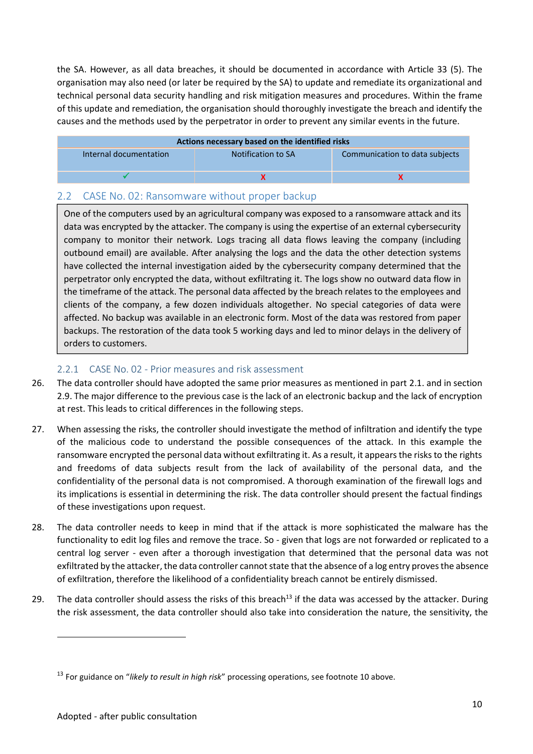the SA. However, as all data breaches, it should be documented in accordance with Article 33 (5). The organisation may also need (or later be required by the SA) to update and remediate its organizational and technical personal data security handling and risk mitigation measures and procedures. Within the frame of this update and remediation, the organisation should thoroughly investigate the breach and identify the causes and the methods used by the perpetrator in order to prevent any similar events in the future.

| Actions necessary based on the identified risks | | |
|---|---|---|
| Internal documentation | Notification to SA | Communication to data subjects |
| ✓ | x | x |

## 2.2 CASE No. 02: Ransomware without proper backup

One of the computers used by an agricultural company was exposed to a ransomware attack and its data was encrypted by the attacker. The company is using the expertise of an external cybersecurity company to monitor their network. Logs tracing all data flows leaving the company (including outbound email) are available. After analysing the logs and the data the other detection systems have collected the internal investigation aided by the cybersecurity company determined that the perpetrator only encrypted the data, without exfiltrating it. The logs show no outward data flow in the timeframe of the attack. The personal data affected by the breach relates to the employees and clients of the company, a few dozen individuals altogether. No special categories of data were affected. No backup was available in an electronic form. Most of the data was restored from paper backups. The restoration of the data took 5 working days and led to minor delays in the delivery of orders to customers.

### 2.2.1 CASE No. 02 - Prior measures and risk assessment

26. The data controller should have adopted the same prior measures as mentioned in part 2.1. and in section 2.9. The major difference to the previous case is the lack of an electronic backup and the lack of encryption at rest. This leads to critical differences in the following steps.

27. When assessing the risks, the controller should investigate the method of infiltration and identify the type of the malicious code to understand the possible consequences of the attack. In this example the ransomware encrypted the personal data without exfiltrating it. As a result, it appears the risks to the rights and freedoms of data subjects result from the lack of availability of the personal data, and the confidentiality of the personal data is not compromised. A thorough examination of the firewall logs and its implications is essential in determining the risk. The data controller should present the factual findings of these investigations upon request.

28. The data controller needs to keep in mind that if the attack is more sophisticated the malware has the functionality to edit log files and remove the trace. So - given that logs are not forwarded or replicated to a central log server - even after a thorough investigation that determined that the personal data was not exfiltrated by the attacker, the data controller cannot state that the absence of a log entry proves the absence of exfiltration, therefore the likelihood of a confidentiality breach cannot be entirely dismissed.

29. The data controller should assess the risks of this breach[13] if the data was accessed by the attacker. During the risk assessment, the data controller should also take into consideration the nature, the sensitivity, the

[13] For guidance on "*likely to result in high risk*" processing operations, see footnote 10 above.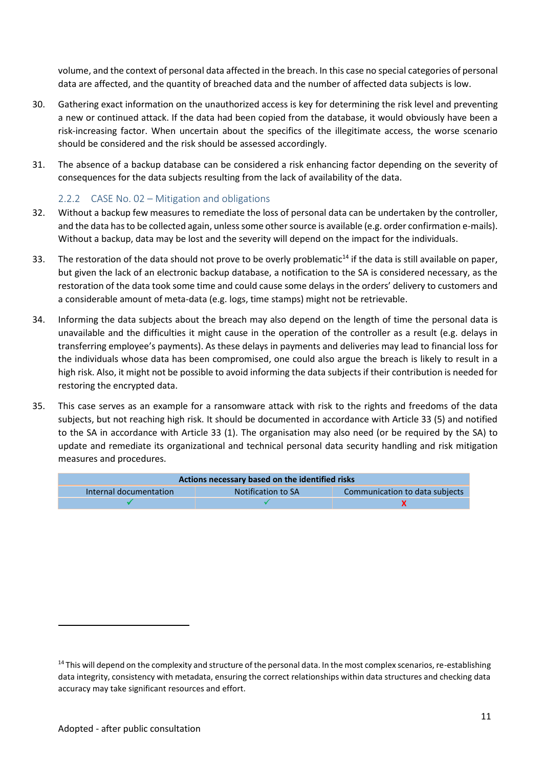volume, and the context of personal data affected in the breach. In this case no special categories of personal data are affected, and the quantity of breached data and the number of affected data subjects is low.

30. Gathering exact information on the unauthorized access is key for determining the risk level and preventing a new or continued attack. If the data had been copied from the database, it would obviously have been a risk-increasing factor. When uncertain about the specifics of the illegitimate access, the worse scenario should be considered and the risk should be assessed accordingly.

31. The absence of a backup database can be considered a risk enhancing factor depending on the severity of consequences for the data subjects resulting from the lack of availability of the data.

### 2.2.2 CASE No. 02 – Mitigation and obligations

32. Without a backup few measures to remediate the loss of personal data can be undertaken by the controller, and the data has to be collected again, unless some other source is available (e.g. order confirmation e-mails). Without a backup, data may be lost and the severity will depend on the impact for the individuals.

33. The restoration of the data should not prove to be overly problematic[14] if the data is still available on paper, but given the lack of an electronic backup database, a notification to the SA is considered necessary, as the restoration of the data took some time and could cause some delays in the orders' delivery to customers and a considerable amount of meta-data (e.g. logs, time stamps) might not be retrievable.

34. Informing the data subjects about the breach may also depend on the length of time the personal data is unavailable and the difficulties it might cause in the operation of the controller as a result (e.g. delays in transferring employee's payments). As these delays in payments and deliveries may lead to financial loss for the individuals whose data has been compromised, one could also argue the breach is likely to result in a high risk. Also, it might not be possible to avoid informing the data subjects if their contribution is needed for restoring the encrypted data.

35. This case serves as an example for a ransomware attack with risk to the rights and freedoms of the data subjects, but not reaching high risk. It should be documented in accordance with Article 33 (5) and notified to the SA in accordance with Article 33 (1). The organisation may also need (or be required by the SA) to update and remediate its organizational and technical personal data security handling and risk mitigation measures and procedures.

| **Actions necessary based on the identified risks** | | |
|---|---|---|
| Internal documentation | Notification to SA | Communication to data subjects |
| ✓ | ✓ | X |

[14] This will depend on the complexity and structure of the personal data. In the most complex scenarios, re-establishing data integrity, consistency with metadata, ensuring the correct relationships within data structures and checking data accuracy may take significant resources and effort.

Adopted - after public consultation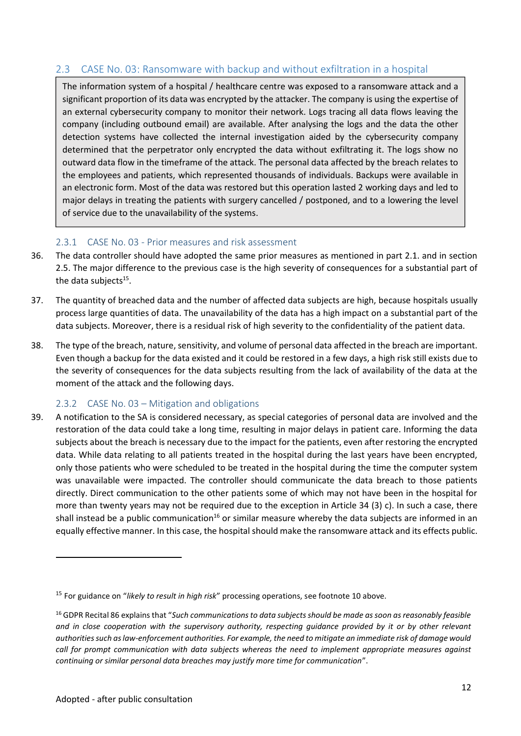## 2.3 CASE No. 03: Ransomware with backup and without exfiltration in a hospital

> The information system of a hospital / healthcare centre was exposed to a ransomware attack and a significant proportion of its data was encrypted by the attacker. The company is using the expertise of an external cybersecurity company to monitor their network. Logs tracing all data flows leaving the company (including outbound email) are available. After analysing the logs and the data the other detection systems have collected the internal investigation aided by the cybersecurity company determined that the perpetrator only encrypted the data without exfiltrating it. The logs show no outward data flow in the timeframe of the attack. The personal data affected by the breach relates to the employees and patients, which represented thousands of individuals. Backups were available in an electronic form. Most of the data was restored but this operation lasted 2 working days and led to major delays in treating the patients with surgery cancelled / postponed, and to a lowering the level of service due to the unavailability of the systems.

### 2.3.1 CASE No. 03 - Prior measures and risk assessment

36. The data controller should have adopted the same prior measures as mentioned in part 2.1. and in section 2.5. The major difference to the previous case is the high severity of consequences for a substantial part of the data subjects[15].

37. The quantity of breached data and the number of affected data subjects are high, because hospitals usually process large quantities of data. The unavailability of the data has a high impact on a substantial part of the data subjects. Moreover, there is a residual risk of high severity to the confidentiality of the patient data.

38. The type of the breach, nature, sensitivity, and volume of personal data affected in the breach are important. Even though a backup for the data existed and it could be restored in a few days, a high risk still exists due to the severity of consequences for the data subjects resulting from the lack of availability of the data at the moment of the attack and the following days.

### 2.3.2 CASE No. 03 – Mitigation and obligations

39. A notification to the SA is considered necessary, as special categories of personal data are involved and the restoration of the data could take a long time, resulting in major delays in patient care. Informing the data subjects about the breach is necessary due to the impact for the patients, even after restoring the encrypted data. While data relating to all patients treated in the hospital during the last years have been encrypted, only those patients who were scheduled to be treated in the hospital during the time the computer system was unavailable were impacted. The controller should communicate the data breach to those patients directly. Direct communication to the other patients some of which may not have been in the hospital for more than twenty years may not be required due to the exception in Article 34 (3) c). In such a case, there shall instead be a public communication[16] or similar measure whereby the data subjects are informed in an equally effective manner. In this case, the hospital should make the ransomware attack and its effects public.

---

[15] For guidance on "*likely to result in high risk*" processing operations, see footnote 10 above.

[16] GDPR Recital 86 explains that "*Such communications to data subjects should be made as soon as reasonably feasible and in close cooperation with the supervisory authority, respecting guidance provided by it or by other relevant authorities such as law-enforcement authorities. For example, the need to mitigate an immediate risk of damage would call for prompt communication with data subjects whereas the need to implement appropriate measures against continuing or similar personal data breaches may justify more time for communication*".

Adopted - after public consultation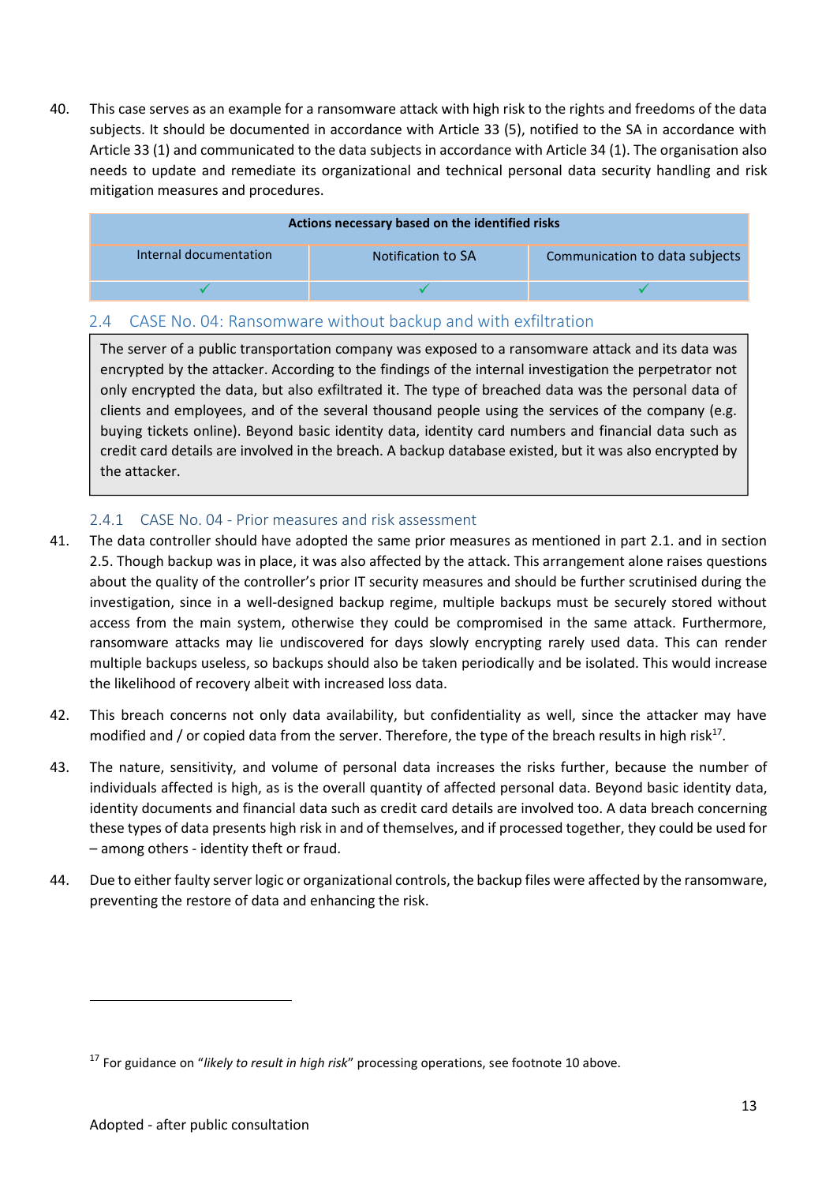40. This case serves as an example for a ransomware attack with high risk to the rights and freedoms of the data subjects. It should be documented in accordance with Article 33 (5), notified to the SA in accordance with Article 33 (1) and communicated to the data subjects in accordance with Article 34 (1). The organisation also needs to update and remediate its organizational and technical personal data security handling and risk mitigation measures and procedures.

| **Actions necessary based on the identified risks** | | |
|---|---|---|
| Internal documentation | Notification to SA | Communication to data subjects |
| ✓ | ✓ | ✓ |

### 2.4 CASE No. 04: Ransomware without backup and with exfiltration

> The server of a public transportation company was exposed to a ransomware attack and its data was encrypted by the attacker. According to the findings of the internal investigation the perpetrator not only encrypted the data, but also exfiltrated it. The type of breached data was the personal data of clients and employees, and of the several thousand people using the services of the company (e.g. buying tickets online). Beyond basic identity data, identity card numbers and financial data such as credit card details are involved in the breach. A backup database existed, but it was also encrypted by the attacker.

#### 2.4.1 CASE No. 04 - Prior measures and risk assessment

41. The data controller should have adopted the same prior measures as mentioned in part 2.1. and in section 2.5. Though backup was in place, it was also affected by the attack. This arrangement alone raises questions about the quality of the controller's prior IT security measures and should be further scrutinised during the investigation, since in a well-designed backup regime, multiple backups must be securely stored without access from the main system, otherwise they could be compromised in the same attack. Furthermore, ransomware attacks may lie undiscovered for days slowly encrypting rarely used data. This can render multiple backups useless, so backups should also be taken periodically and be isolated. This would increase the likelihood of recovery albeit with increased loss data.

42. This breach concerns not only data availability, but confidentiality as well, since the attacker may have modified and / or copied data from the server. Therefore, the type of the breach results in high risk[17].

43. The nature, sensitivity, and volume of personal data increases the risks further, because the number of individuals affected is high, as is the overall quantity of affected personal data. Beyond basic identity data, identity documents and financial data such as credit card details are involved too. A data breach concerning these types of data presents high risk in and of themselves, and if processed together, they could be used for – among others - identity theft or fraud.

44. Due to either faulty server logic or organizational controls, the backup files were affected by the ransomware, preventing the restore of data and enhancing the risk.

---

[17] For guidance on "*likely to result in high risk*" processing operations, see footnote 10 above.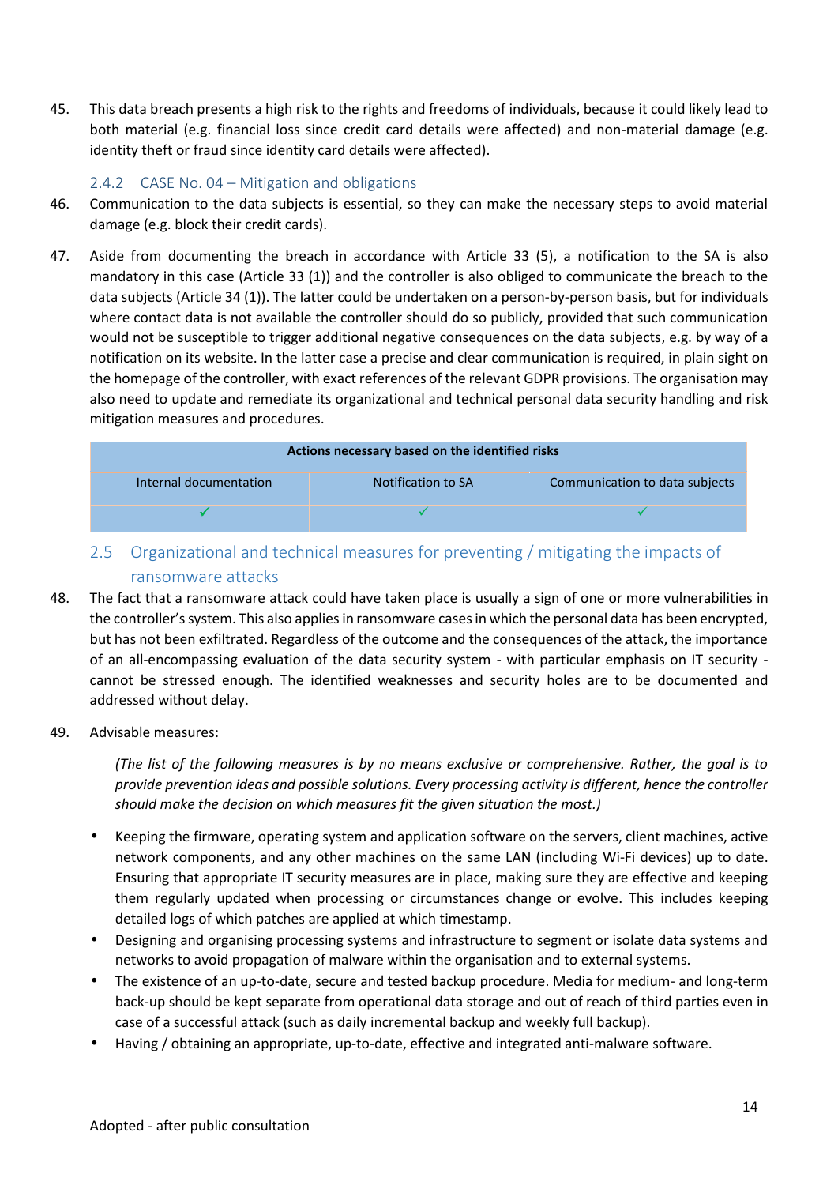45. This data breach presents a high risk to the rights and freedoms of individuals, because it could likely lead to both material (e.g. financial loss since credit card details were affected) and non-material damage (e.g. identity theft or fraud since identity card details were affected).

#### 2.4.2 CASE No. 04 – Mitigation and obligations

46. Communication to the data subjects is essential, so they can make the necessary steps to avoid material damage (e.g. block their credit cards).

47. Aside from documenting the breach in accordance with Article 33 (5), a notification to the SA is also mandatory in this case (Article 33 (1)) and the controller is also obliged to communicate the breach to the data subjects (Article 34 (1)). The latter could be undertaken on a person-by-person basis, but for individuals where contact data is not available the controller should do so publicly, provided that such communication would not be susceptible to trigger additional negative consequences on the data subjects, e.g. by way of a notification on its website. In the latter case a precise and clear communication is required, in plain sight on the homepage of the controller, with exact references of the relevant GDPR provisions. The organisation may also need to update and remediate its organizational and technical personal data security handling and risk mitigation measures and procedures.

| Actions necessary based on the identified risks | | |
|---|---|---|
| Internal documentation | Notification to SA | Communication to data subjects |
| ✓ | ✓ | ✓ |

### 2.5 Organizational and technical measures for preventing / mitigating the impacts of ransomware attacks

48. The fact that a ransomware attack could have taken place is usually a sign of one or more vulnerabilities in the controller's system. This also applies in ransomware cases in which the personal data has been encrypted, but has not been exfiltrated. Regardless of the outcome and the consequences of the attack, the importance of an all-encompassing evaluation of the data security system - with particular emphasis on IT security - cannot be stressed enough. The identified weaknesses and security holes are to be documented and addressed without delay.

49. Advisable measures:

*(The list of the following measures is by no means exclusive or comprehensive. Rather, the goal is to provide prevention ideas and possible solutions. Every processing activity is different, hence the controller should make the decision on which measures fit the given situation the most.)*

- Keeping the firmware, operating system and application software on the servers, client machines, active network components, and any other machines on the same LAN (including Wi-Fi devices) up to date. Ensuring that appropriate IT security measures are in place, making sure they are effective and keeping them regularly updated when processing or circumstances change or evolve. This includes keeping detailed logs of which patches are applied at which timestamp.
- Designing and organising processing systems and infrastructure to segment or isolate data systems and networks to avoid propagation of malware within the organisation and to external systems.
- The existence of an up-to-date, secure and tested backup procedure. Media for medium- and long-term back-up should be kept separate from operational data storage and out of reach of third parties even in case of a successful attack (such as daily incremental backup and weekly full backup).
- Having / obtaining an appropriate, up-to-date, effective and integrated anti-malware software.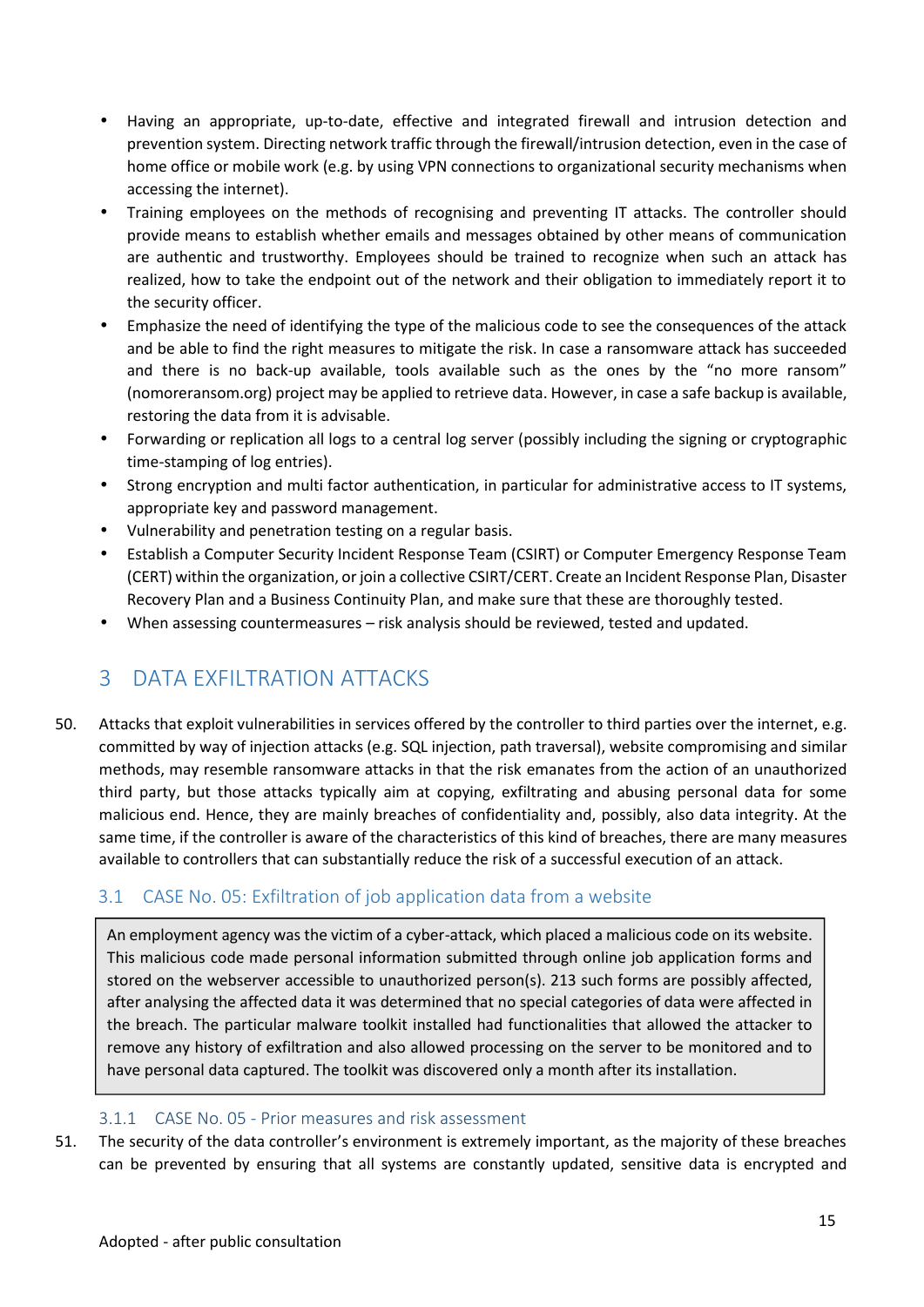- Having an appropriate, up-to-date, effective and integrated firewall and intrusion detection and prevention system. Directing network traffic through the firewall/intrusion detection, even in the case of home office or mobile work (e.g. by using VPN connections to organizational security mechanisms when accessing the internet).
- Training employees on the methods of recognising and preventing IT attacks. The controller should provide means to establish whether emails and messages obtained by other means of communication are authentic and trustworthy. Employees should be trained to recognize when such an attack has realized, how to take the endpoint out of the network and their obligation to immediately report it to the security officer.
- Emphasize the need of identifying the type of the malicious code to see the consequences of the attack and be able to find the right measures to mitigate the risk. In case a ransomware attack has succeeded and there is no back-up available, tools available such as the ones by the "no more ransom" (nomoreransom.org) project may be applied to retrieve data. However, in case a safe backup is available, restoring the data from it is advisable.
- Forwarding or replication all logs to a central log server (possibly including the signing or cryptographic time-stamping of log entries).
- Strong encryption and multi factor authentication, in particular for administrative access to IT systems, appropriate key and password management.
- Vulnerability and penetration testing on a regular basis.
- Establish a Computer Security Incident Response Team (CSIRT) or Computer Emergency Response Team (CERT) within the organization, or join a collective CSIRT/CERT. Create an Incident Response Plan, Disaster Recovery Plan and a Business Continuity Plan, and make sure that these are thoroughly tested.
- When assessing countermeasures – risk analysis should be reviewed, tested and updated.

# 3 DATA EXFILTRATION ATTACKS

50. Attacks that exploit vulnerabilities in services offered by the controller to third parties over the internet, e.g. committed by way of injection attacks (e.g. SQL injection, path traversal), website compromising and similar methods, may resemble ransomware attacks in that the risk emanates from the action of an unauthorized third party, but those attacks typically aim at copying, exfiltrating and abusing personal data for some malicious end. Hence, they are mainly breaches of confidentiality and, possibly, also data integrity. At the same time, if the controller is aware of the characteristics of this kind of breaches, there are many measures available to controllers that can substantially reduce the risk of a successful execution of an attack.

## 3.1 CASE No. 05: Exfiltration of job application data from a website

> An employment agency was the victim of a cyber-attack, which placed a malicious code on its website. This malicious code made personal information submitted through online job application forms and stored on the webserver accessible to unauthorized person(s). 213 such forms are possibly affected, after analysing the affected data it was determined that no special categories of data were affected in the breach. The particular malware toolkit installed had functionalities that allowed the attacker to remove any history of exfiltration and also allowed processing on the server to be monitored and to have personal data captured. The toolkit was discovered only a month after its installation.

### 3.1.1 CASE No. 05 - Prior measures and risk assessment

51. The security of the data controller's environment is extremely important, as the majority of these breaches can be prevented by ensuring that all systems are constantly updated, sensitive data is encrypted and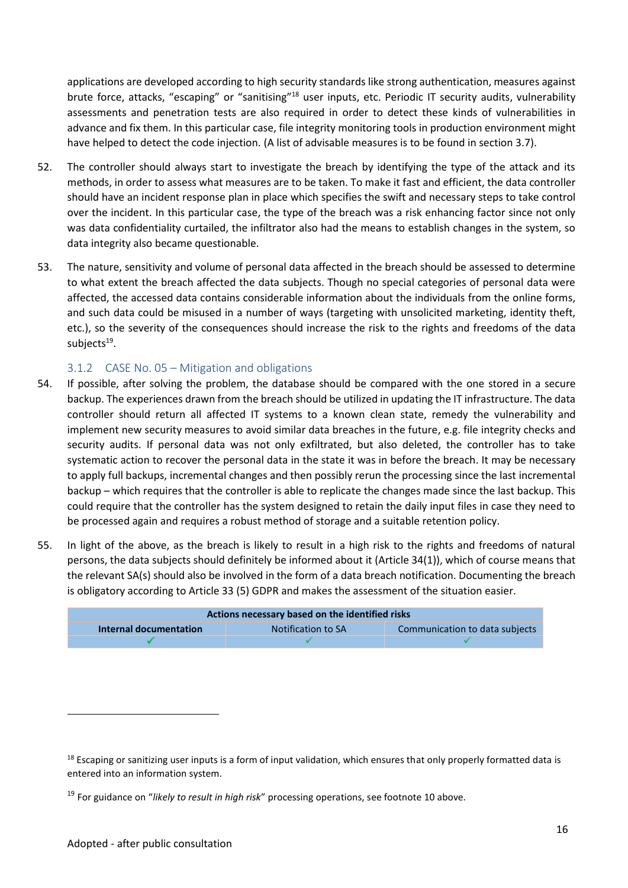applications are developed according to high security standards like strong authentication, measures against brute force, attacks, "escaping" or "sanitising"[18] user inputs, etc. Periodic IT security audits, vulnerability assessments and penetration tests are also required in order to detect these kinds of vulnerabilities in advance and fix them. In this particular case, file integrity monitoring tools in production environment might have helped to detect the code injection. (A list of advisable measures is to be found in section 3.7).

52. The controller should always start to investigate the breach by identifying the type of the attack and its methods, in order to assess what measures are to be taken. To make it fast and efficient, the data controller should have an incident response plan in place which specifies the swift and necessary steps to take control over the incident. In this particular case, the type of the breach was a risk enhancing factor since not only was data confidentiality curtailed, the infiltrator also had the means to establish changes in the system, so data integrity also became questionable.

53. The nature, sensitivity and volume of personal data affected in the breach should be assessed to determine to what extent the breach affected the data subjects. Though no special categories of personal data were affected, the accessed data contains considerable information about the individuals from the online forms, and such data could be misused in a number of ways (targeting with unsolicited marketing, identity theft, etc.), so the severity of the consequences should increase the risk to the rights and freedoms of the data subjects[19].

### 3.1.2 CASE No. 05 – Mitigation and obligations

54. If possible, after solving the problem, the database should be compared with the one stored in a secure backup. The experiences drawn from the breach should be utilized in updating the IT infrastructure. The data controller should return all affected IT systems to a known clean state, remedy the vulnerability and implement new security measures to avoid similar data breaches in the future, e.g. file integrity checks and security audits. If personal data was not only exfiltrated, but also deleted, the controller has to take systematic action to recover the personal data in the state it was in before the breach. It may be necessary to apply full backups, incremental changes and then possibly rerun the processing since the last incremental backup – which requires that the controller is able to replicate the changes made since the last backup. This could require that the controller has the system designed to retain the daily input files in case they need to be processed again and requires a robust method of storage and a suitable retention policy.

55. In light of the above, as the breach is likely to result in a high risk to the rights and freedoms of natural persons, the data subjects should definitely be informed about it (Article 34(1)), which of course means that the relevant SA(s) should also be involved in the form of a data breach notification. Documenting the breach is obligatory according to Article 33 (5) GDPR and makes the assessment of the situation easier.

| **Actions necessary based on the identified risks** | | |
|---|---|---|
| **Internal documentation** | Notification to SA | Communication to data subjects |
| ✓ | ✓ | ✓ |

[18] Escaping or sanitizing user inputs is a form of input validation, which ensures that only properly formatted data is entered into an information system.

[19] For guidance on "*likely to result in high risk*" processing operations, see footnote 10 above.

Adopted - after public consultation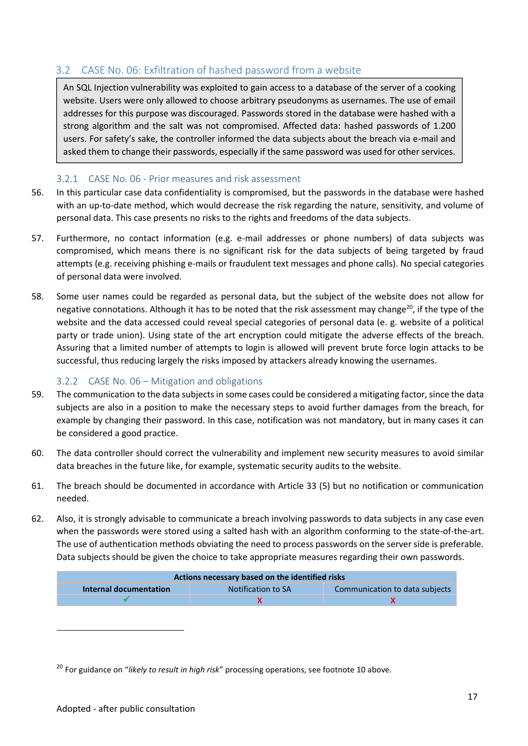## 3.2 CASE No. 06: Exfiltration of hashed password from a website

> An SQL Injection vulnerability was exploited to gain access to a database of the server of a cooking website. Users were only allowed to choose arbitrary pseudonyms as usernames. The use of email addresses for this purpose was discouraged. Passwords stored in the database were hashed with a strong algorithm and the salt was not compromised. Affected data: hashed passwords of 1.200 users. For safety's sake, the controller informed the data subjects about the breach via e-mail and asked them to change their passwords, especially if the same password was used for other services.

### 3.2.1 CASE No. 06 - Prior measures and risk assessment

56. In this particular case data confidentiality is compromised, but the passwords in the database were hashed with an up-to-date method, which would decrease the risk regarding the nature, sensitivity, and volume of personal data. This case presents no risks to the rights and freedoms of the data subjects.

57. Furthermore, no contact information (e.g. e-mail addresses or phone numbers) of data subjects was compromised, which means there is no significant risk for the data subjects of being targeted by fraud attempts (e.g. receiving phishing e-mails or fraudulent text messages and phone calls). No special categories of personal data were involved.

58. Some user names could be regarded as personal data, but the subject of the website does not allow for negative connotations. Although it has to be noted that the risk assessment may change[20], if the type of the website and the data accessed could reveal special categories of personal data (e. g. website of a political party or trade union). Using state of the art encryption could mitigate the adverse effects of the breach. Assuring that a limited number of attempts to login is allowed will prevent brute force login attacks to be successful, thus reducing largely the risks imposed by attackers already knowing the usernames.

### 3.2.2 CASE No. 06 – Mitigation and obligations

59. The communication to the data subjects in some cases could be considered a mitigating factor, since the data subjects are also in a position to make the necessary steps to avoid further damages from the breach, for example by changing their password. In this case, notification was not mandatory, but in many cases it can be considered a good practice.

60. The data controller should correct the vulnerability and implement new security measures to avoid similar data breaches in the future like, for example, systematic security audits to the website.

61. The breach should be documented in accordance with Article 33 (5) but no notification or communication needed.

62. Also, it is strongly advisable to communicate a breach involving passwords to data subjects in any case even when the passwords were stored using a salted hash with an algorithm conforming to the state-of-the-art. The use of authentication methods obviating the need to process passwords on the server side is preferable. Data subjects should be given the choice to take appropriate measures regarding their own passwords.

| **Actions necessary based on the identified risks** | | |
|---|---|---|
| **Internal documentation** | Notification to SA | Communication to data subjects |
| ✓ | X | X |

[20] For guidance on "*likely to result in high risk*" processing operations, see footnote 10 above.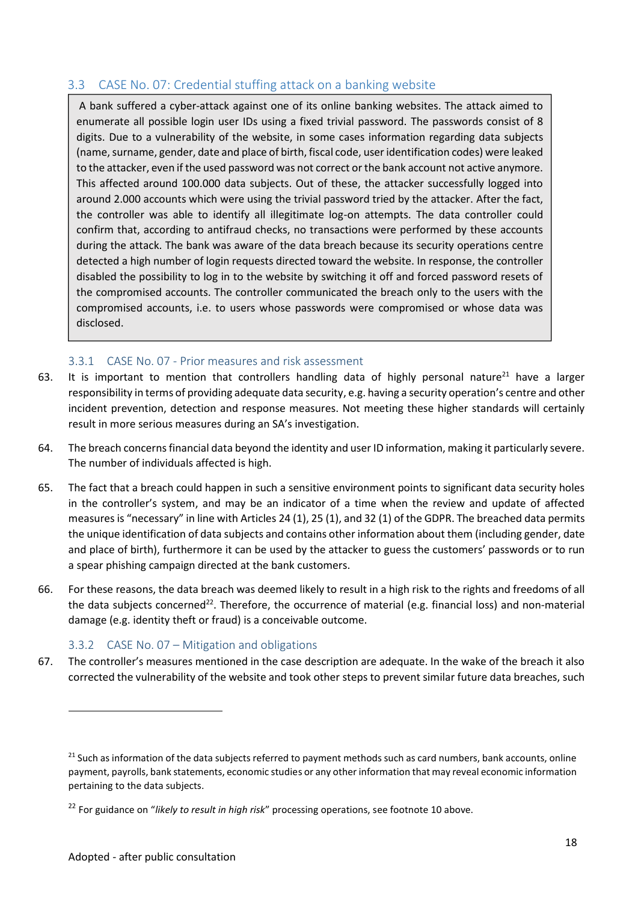## 3.3 CASE No. 07: Credential stuffing attack on a banking website

A bank suffered a cyber-attack against one of its online banking websites. The attack aimed to enumerate all possible login user IDs using a fixed trivial password. The passwords consist of 8 digits. Due to a vulnerability of the website, in some cases information regarding data subjects (name, surname, gender, date and place of birth, fiscal code, user identification codes) were leaked to the attacker, even if the used password was not correct or the bank account not active anymore. This affected around 100.000 data subjects. Out of these, the attacker successfully logged into around 2.000 accounts which were using the trivial password tried by the attacker. After the fact, the controller was able to identify all illegitimate log-on attempts. The data controller could confirm that, according to antifraud checks, no transactions were performed by these accounts during the attack. The bank was aware of the data breach because its security operations centre detected a high number of login requests directed toward the website. In response, the controller disabled the possibility to log in to the website by switching it off and forced password resets of the compromised accounts. The controller communicated the breach only to the users with the compromised accounts, i.e. to users whose passwords were compromised or whose data was disclosed.

### 3.3.1 CASE No. 07 - Prior measures and risk assessment

63. It is important to mention that controllers handling data of highly personal nature[21] have a larger responsibility in terms of providing adequate data security, e.g. having a security operation's centre and other incident prevention, detection and response measures. Not meeting these higher standards will certainly result in more serious measures during an SA's investigation.

64. The breach concerns financial data beyond the identity and user ID information, making it particularly severe. The number of individuals affected is high.

65. The fact that a breach could happen in such a sensitive environment points to significant data security holes in the controller's system, and may be an indicator of a time when the review and update of affected measures is "necessary" in line with Articles 24 (1), 25 (1), and 32 (1) of the GDPR. The breached data permits the unique identification of data subjects and contains other information about them (including gender, date and place of birth), furthermore it can be used by the attacker to guess the customers' passwords or to run a spear phishing campaign directed at the bank customers.

66. For these reasons, the data breach was deemed likely to result in a high risk to the rights and freedoms of all the data subjects concerned[22]. Therefore, the occurrence of material (e.g. financial loss) and non-material damage (e.g. identity theft or fraud) is a conceivable outcome.

### 3.3.2 CASE No. 07 – Mitigation and obligations

67. The controller's measures mentioned in the case description are adequate. In the wake of the breach it also corrected the vulnerability of the website and took other steps to prevent similar future data breaches, such

---

[21] Such as information of the data subjects referred to payment methods such as card numbers, bank accounts, online payment, payrolls, bank statements, economic studies or any other information that may reveal economic information pertaining to the data subjects.

[22] For guidance on "*likely to result in high risk*" processing operations, see footnote 10 above.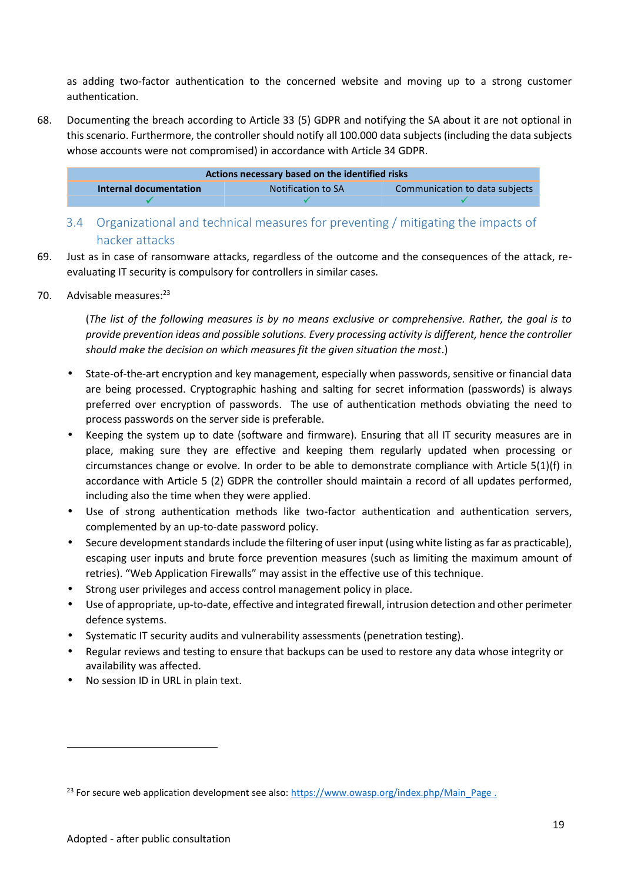as adding two-factor authentication to the concerned website and moving up to a strong customer authentication.

68. Documenting the breach according to Article 33 (5) GDPR and notifying the SA about it are not optional in this scenario. Furthermore, the controller should notify all 100.000 data subjects (including the data subjects whose accounts were not compromised) in accordance with Article 34 GDPR.

| **Actions necessary based on the identified risks** | | |
|---|---|---|
| **Internal documentation** | Notification to SA | Communication to data subjects |
| ✓ | ✓ | ✓ |

### 3.4 Organizational and technical measures for preventing / mitigating the impacts of hacker attacks

69. Just as in case of ransomware attacks, regardless of the outcome and the consequences of the attack, re-evaluating IT security is compulsory for controllers in similar cases.

70. Advisable measures:[23]

(*The list of the following measures is by no means exclusive or comprehensive. Rather, the goal is to provide prevention ideas and possible solutions. Every processing activity is different, hence the controller should make the decision on which measures fit the given situation the most*.)

- State-of-the-art encryption and key management, especially when passwords, sensitive or financial data are being processed. Cryptographic hashing and salting for secret information (passwords) is always preferred over encryption of passwords. The use of authentication methods obviating the need to process passwords on the server side is preferable.
- Keeping the system up to date (software and firmware). Ensuring that all IT security measures are in place, making sure they are effective and keeping them regularly updated when processing or circumstances change or evolve. In order to be able to demonstrate compliance with Article 5(1)(f) in accordance with Article 5 (2) GDPR the controller should maintain a record of all updates performed, including also the time when they were applied.
- Use of strong authentication methods like two-factor authentication and authentication servers, complemented by an up-to-date password policy.
- Secure development standards include the filtering of user input (using white listing as far as practicable), escaping user inputs and brute force prevention measures (such as limiting the maximum amount of retries). "Web Application Firewalls" may assist in the effective use of this technique.
- Strong user privileges and access control management policy in place.
- Use of appropriate, up-to-date, effective and integrated firewall, intrusion detection and other perimeter defence systems.
- Systematic IT security audits and vulnerability assessments (penetration testing).
- Regular reviews and testing to ensure that backups can be used to restore any data whose integrity or availability was affected.
- No session ID in URL in plain text.

[23] For secure web application development see also: https://www.owasp.org/index.php/Main_Page .

Adopted - after public consultation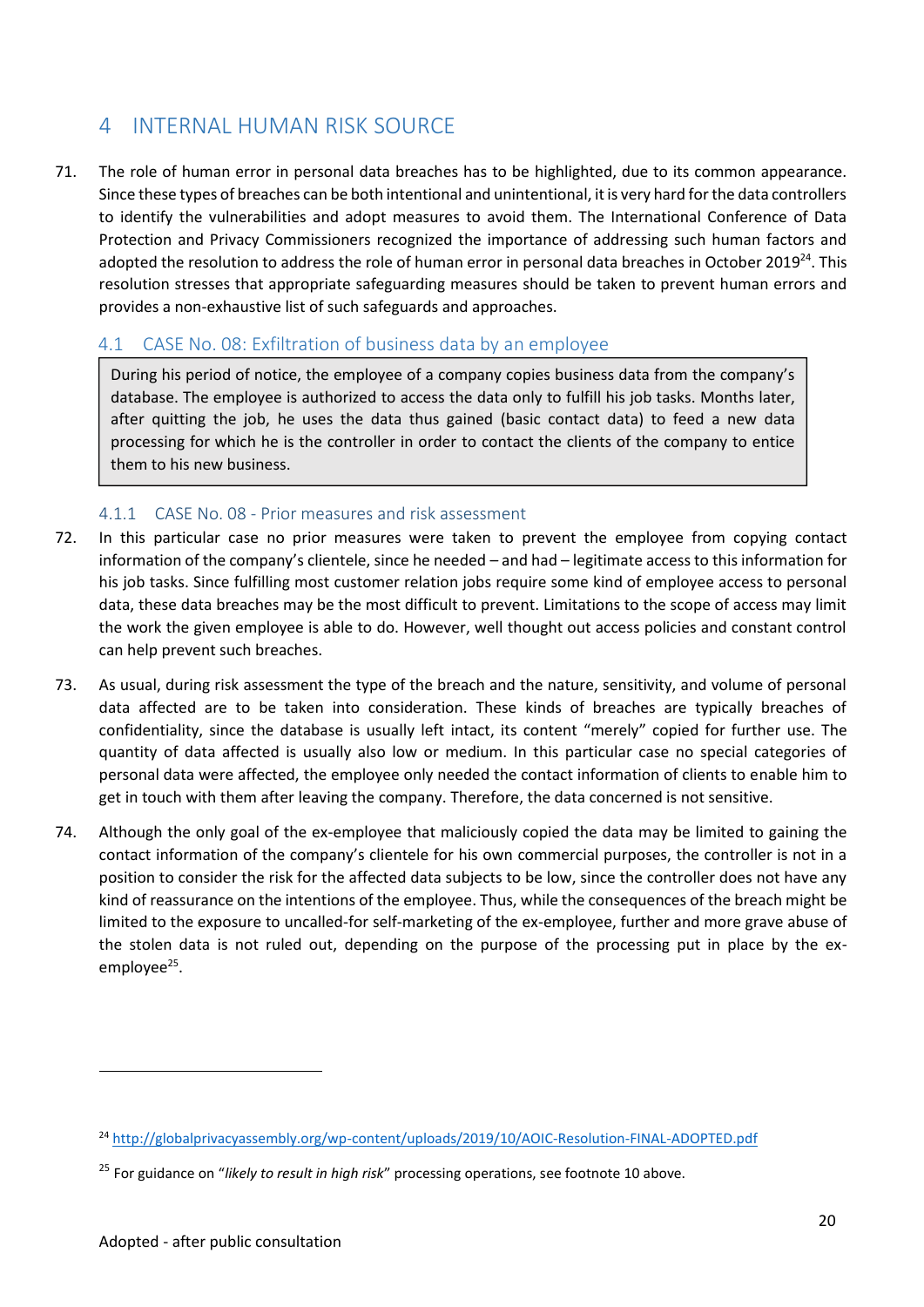# 4 INTERNAL HUMAN RISK SOURCE

71. The role of human error in personal data breaches has to be highlighted, due to its common appearance. Since these types of breaches can be both intentional and unintentional, it is very hard for the data controllers to identify the vulnerabilities and adopt measures to avoid them. The International Conference of Data Protection and Privacy Commissioners recognized the importance of addressing such human factors and adopted the resolution to address the role of human error in personal data breaches in October 2019[24]. This resolution stresses that appropriate safeguarding measures should be taken to prevent human errors and provides a non-exhaustive list of such safeguards and approaches.

## 4.1 CASE No. 08: Exfiltration of business data by an employee

> During his period of notice, the employee of a company copies business data from the company's database. The employee is authorized to access the data only to fulfill his job tasks. Months later, after quitting the job, he uses the data thus gained (basic contact data) to feed a new data processing for which he is the controller in order to contact the clients of the company to entice them to his new business.

### 4.1.1 CASE No. 08 - Prior measures and risk assessment

72. In this particular case no prior measures were taken to prevent the employee from copying contact information of the company's clientele, since he needed – and had – legitimate access to this information for his job tasks. Since fulfilling most customer relation jobs require some kind of employee access to personal data, these data breaches may be the most difficult to prevent. Limitations to the scope of access may limit the work the given employee is able to do. However, well thought out access policies and constant control can help prevent such breaches.

73. As usual, during risk assessment the type of the breach and the nature, sensitivity, and volume of personal data affected are to be taken into consideration. These kinds of breaches are typically breaches of confidentiality, since the database is usually left intact, its content "merely" copied for further use. The quantity of data affected is usually also low or medium. In this particular case no special categories of personal data were affected, the employee only needed the contact information of clients to enable him to get in touch with them after leaving the company. Therefore, the data concerned is not sensitive.

74. Although the only goal of the ex-employee that maliciously copied the data may be limited to gaining the contact information of the company's clientele for his own commercial purposes, the controller is not in a position to consider the risk for the affected data subjects to be low, since the controller does not have any kind of reassurance on the intentions of the employee. Thus, while the consequences of the breach might be limited to the exposure to uncalled-for self-marketing of the ex-employee, further and more grave abuse of the stolen data is not ruled out, depending on the purpose of the processing put in place by the ex-employee[25].

---

[24] http://globalprivacyassembly.org/wp-content/uploads/2019/10/AOIC-Resolution-FINAL-ADOPTED.pdf

[25] For guidance on "*likely to result in high risk*" processing operations, see footnote 10 above.

Adopted - after public consultation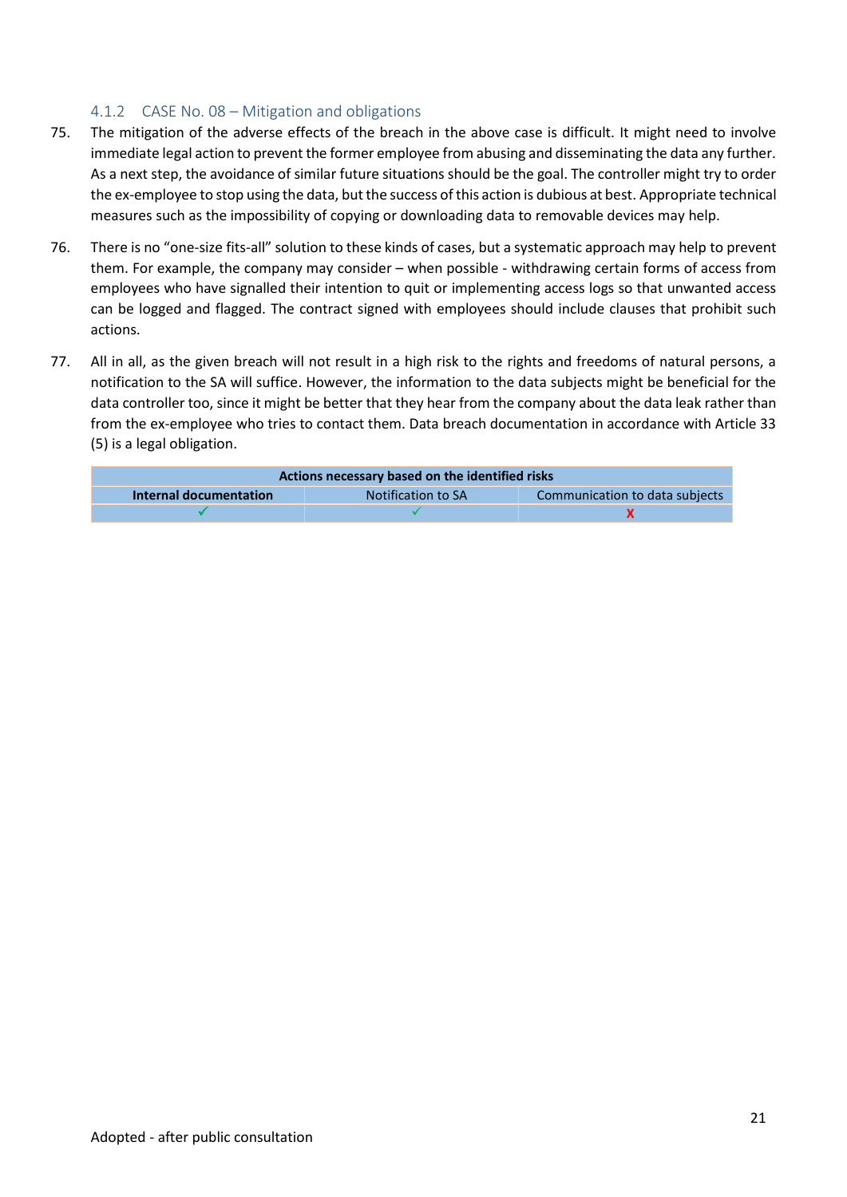#### 4.1.2 CASE No. 08 – Mitigation and obligations

75. The mitigation of the adverse effects of the breach in the above case is difficult. It might need to involve immediate legal action to prevent the former employee from abusing and disseminating the data any further. As a next step, the avoidance of similar future situations should be the goal. The controller might try to order the ex-employee to stop using the data, but the success of this action is dubious at best. Appropriate technical measures such as the impossibility of copying or downloading data to removable devices may help.

76. There is no "one-size fits-all" solution to these kinds of cases, but a systematic approach may help to prevent them. For example, the company may consider – when possible - withdrawing certain forms of access from employees who have signalled their intention to quit or implementing access logs so that unwanted access can be logged and flagged. The contract signed with employees should include clauses that prohibit such actions.

77. All in all, as the given breach will not result in a high risk to the rights and freedoms of natural persons, a notification to the SA will suffice. However, the information to the data subjects might be beneficial for the data controller too, since it might be better that they hear from the company about the data leak rather than from the ex-employee who tries to contact them. Data breach documentation in accordance with Article 33 (5) is a legal obligation.

| **Actions necessary based on the identified risks** | | |
|---|---|---|
| **Internal documentation** | Notification to SA | Communication to data subjects |
| ✓ | ✓ | X |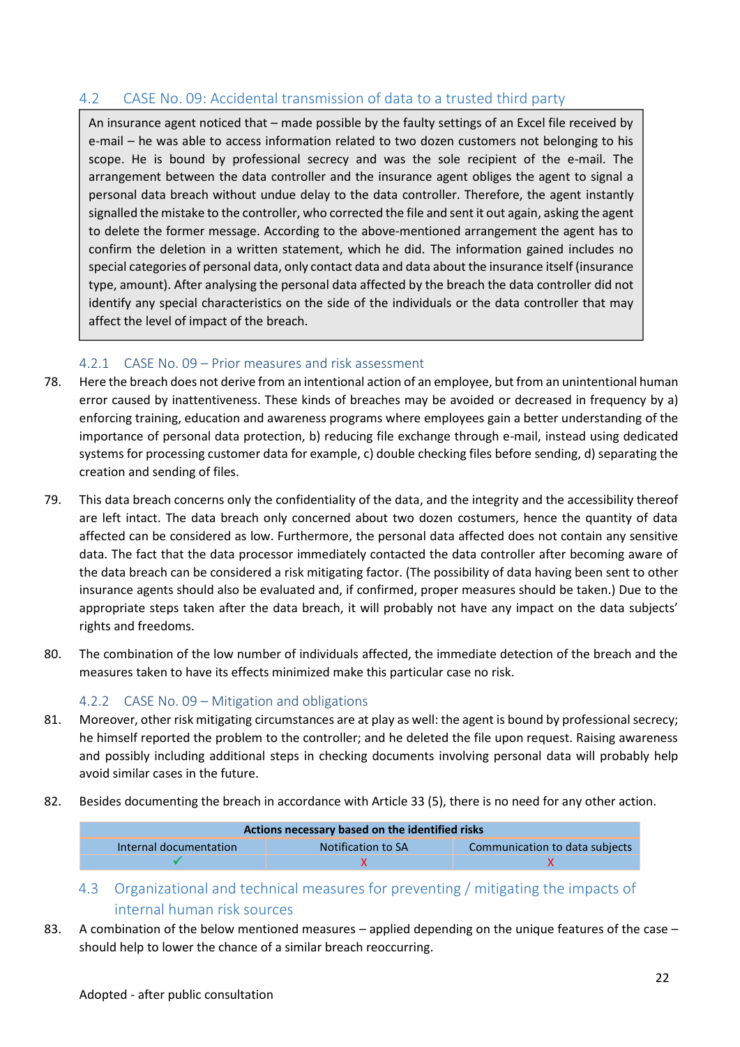## 4.2 CASE No. 09: Accidental transmission of data to a trusted third party

> An insurance agent noticed that – made possible by the faulty settings of an Excel file received by e-mail – he was able to access information related to two dozen customers not belonging to his scope. He is bound by professional secrecy and was the sole recipient of the e-mail. The arrangement between the data controller and the insurance agent obliges the agent to signal a personal data breach without undue delay to the data controller. Therefore, the agent instantly signalled the mistake to the controller, who corrected the file and sent it out again, asking the agent to delete the former message. According to the above-mentioned arrangement the agent has to confirm the deletion in a written statement, which he did. The information gained includes no special categories of personal data, only contact data and data about the insurance itself (insurance type, amount). After analysing the personal data affected by the breach the data controller did not identify any special characteristics on the side of the individuals or the data controller that may affect the level of impact of the breach.

### 4.2.1 CASE No. 09 – Prior measures and risk assessment

78. Here the breach does not derive from an intentional action of an employee, but from an unintentional human error caused by inattentiveness. These kinds of breaches may be avoided or decreased in frequency by a) enforcing training, education and awareness programs where employees gain a better understanding of the importance of personal data protection, b) reducing file exchange through e-mail, instead using dedicated systems for processing customer data for example, c) double checking files before sending, d) separating the creation and sending of files.

79. This data breach concerns only the confidentiality of the data, and the integrity and the accessibility thereof are left intact. The data breach only concerned about two dozen costumers, hence the quantity of data affected can be considered as low. Furthermore, the personal data affected does not contain any sensitive data. The fact that the data processor immediately contacted the data controller after becoming aware of the data breach can be considered a risk mitigating factor. (The possibility of data having been sent to other insurance agents should also be evaluated and, if confirmed, proper measures should be taken.) Due to the appropriate steps taken after the data breach, it will probably not have any impact on the data subjects' rights and freedoms.

80. The combination of the low number of individuals affected, the immediate detection of the breach and the measures taken to have its effects minimized make this particular case no risk.

### 4.2.2 CASE No. 09 – Mitigation and obligations

81. Moreover, other risk mitigating circumstances are at play as well: the agent is bound by professional secrecy; he himself reported the problem to the controller; and he deleted the file upon request. Raising awareness and possibly including additional steps in checking documents involving personal data will probably help avoid similar cases in the future.

82. Besides documenting the breach in accordance with Article 33 (5), there is no need for any other action.

| **Actions necessary based on the identified risks** | | |
|---|---|---|
| Internal documentation | Notification to SA | Communication to data subjects |
| ✓ | X | X |

## 4.3 Organizational and technical measures for preventing / mitigating the impacts of internal human risk sources

83. A combination of the below mentioned measures – applied depending on the unique features of the case – should help to lower the chance of a similar breach reoccurring.

Adopted - after public consultation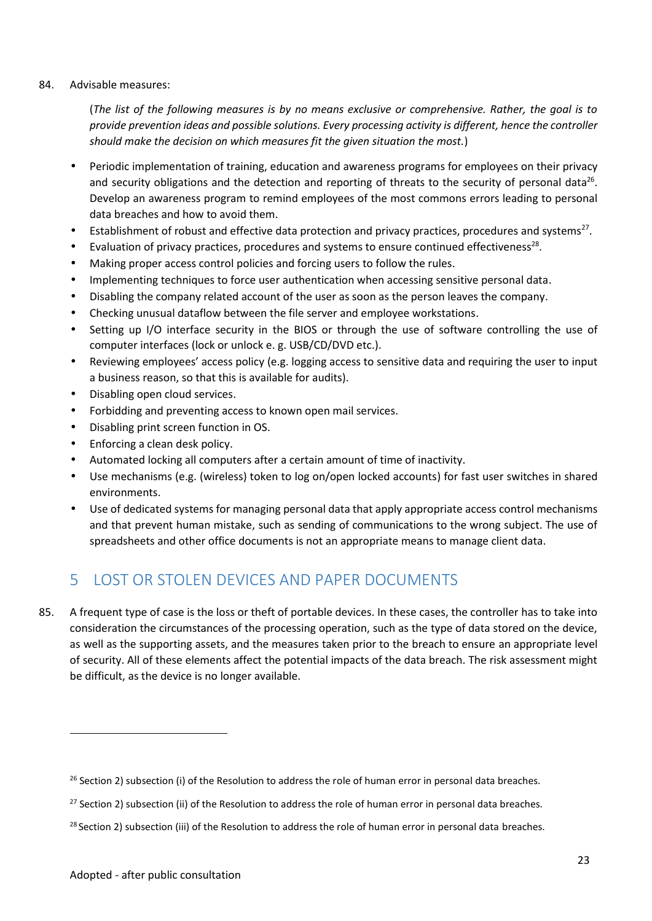84. Advisable measures:

(*The list of the following measures is by no means exclusive or comprehensive. Rather, the goal is to provide prevention ideas and possible solutions. Every processing activity is different, hence the controller should make the decision on which measures fit the given situation the most.*)

- Periodic implementation of training, education and awareness programs for employees on their privacy and security obligations and the detection and reporting of threats to the security of personal data[26]. Develop an awareness program to remind employees of the most commons errors leading to personal data breaches and how to avoid them.
- Establishment of robust and effective data protection and privacy practices, procedures and systems[27].
- Evaluation of privacy practices, procedures and systems to ensure continued effectiveness[28].
- Making proper access control policies and forcing users to follow the rules.
- Implementing techniques to force user authentication when accessing sensitive personal data.
- Disabling the company related account of the user as soon as the person leaves the company.
- Checking unusual dataflow between the file server and employee workstations.
- Setting up I/O interface security in the BIOS or through the use of software controlling the use of computer interfaces (lock or unlock e. g. USB/CD/DVD etc.).
- Reviewing employees' access policy (e.g. logging access to sensitive data and requiring the user to input a business reason, so that this is available for audits).
- Disabling open cloud services.
- Forbidding and preventing access to known open mail services.
- Disabling print screen function in OS.
- Enforcing a clean desk policy.
- Automated locking all computers after a certain amount of time of inactivity.
- Use mechanisms (e.g. (wireless) token to log on/open locked accounts) for fast user switches in shared environments.
- Use of dedicated systems for managing personal data that apply appropriate access control mechanisms and that prevent human mistake, such as sending of communications to the wrong subject. The use of spreadsheets and other office documents is not an appropriate means to manage client data.

## 5 LOST OR STOLEN DEVICES AND PAPER DOCUMENTS

85. A frequent type of case is the loss or theft of portable devices. In these cases, the controller has to take into consideration the circumstances of the processing operation, such as the type of data stored on the device, as well as the supporting assets, and the measures taken prior to the breach to ensure an appropriate level of security. All of these elements affect the potential impacts of the data breach. The risk assessment might be difficult, as the device is no longer available.

---

[26] Section 2) subsection (i) of the Resolution to address the role of human error in personal data breaches.

[27] Section 2) subsection (ii) of the Resolution to address the role of human error in personal data breaches.

[28] Section 2) subsection (iii) of the Resolution to address the role of human error in personal data breaches.

Adopted - after public consultation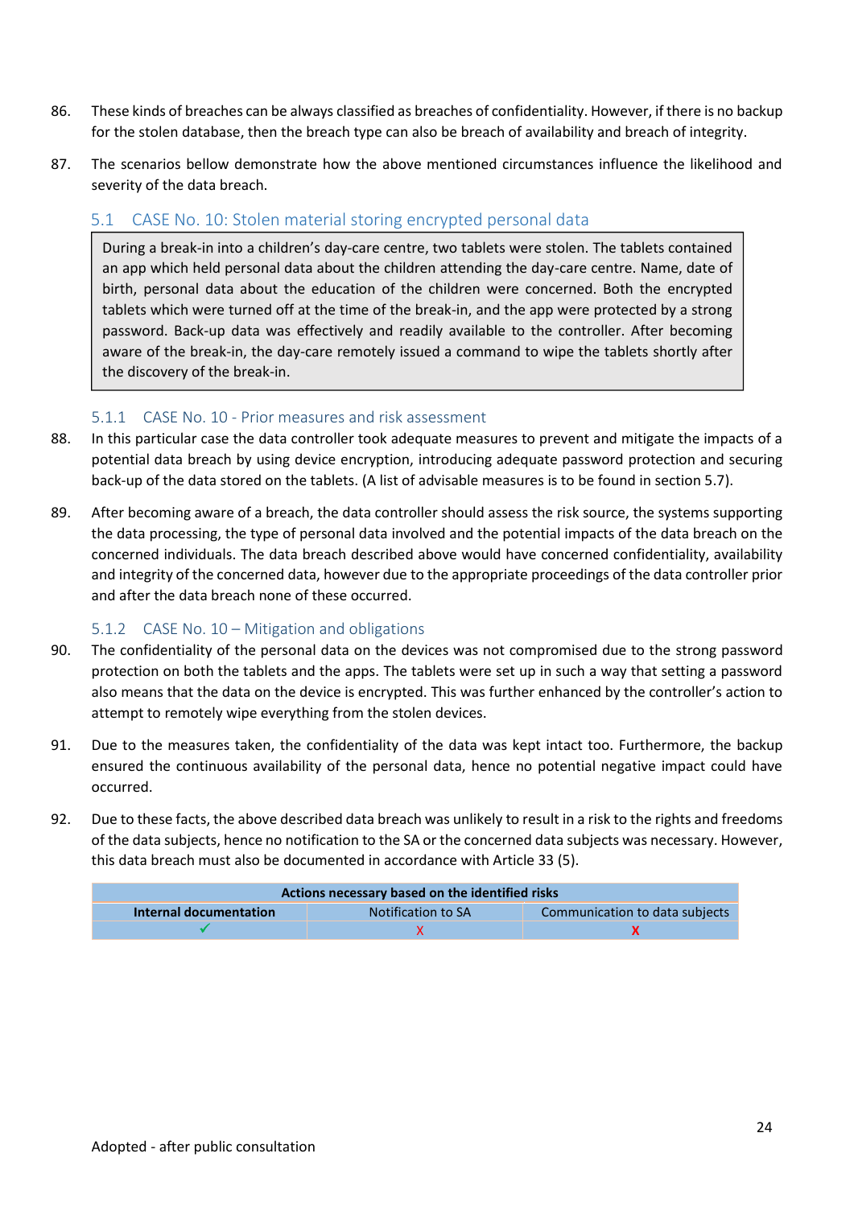86. These kinds of breaches can be always classified as breaches of confidentiality. However, if there is no backup for the stolen database, then the breach type can also be breach of availability and breach of integrity.

87. The scenarios bellow demonstrate how the above mentioned circumstances influence the likelihood and severity of the data breach.

## 5.1 CASE No. 10: Stolen material storing encrypted personal data

> During a break-in into a children's day-care centre, two tablets were stolen. The tablets contained an app which held personal data about the children attending the day-care centre. Name, date of birth, personal data about the education of the children were concerned. Both the encrypted tablets which were turned off at the time of the break-in, and the app were protected by a strong password. Back-up data was effectively and readily available to the controller. After becoming aware of the break-in, the day-care remotely issued a command to wipe the tablets shortly after the discovery of the break-in.

### 5.1.1 CASE No. 10 - Prior measures and risk assessment

88. In this particular case the data controller took adequate measures to prevent and mitigate the impacts of a potential data breach by using device encryption, introducing adequate password protection and securing back-up of the data stored on the tablets. (A list of advisable measures is to be found in section 5.7).

89. After becoming aware of a breach, the data controller should assess the risk source, the systems supporting the data processing, the type of personal data involved and the potential impacts of the data breach on the concerned individuals. The data breach described above would have concerned confidentiality, availability and integrity of the concerned data, however due to the appropriate proceedings of the data controller prior and after the data breach none of these occurred.

### 5.1.2 CASE No. 10 – Mitigation and obligations

90. The confidentiality of the personal data on the devices was not compromised due to the strong password protection on both the tablets and the apps. The tablets were set up in such a way that setting a password also means that the data on the device is encrypted. This was further enhanced by the controller's action to attempt to remotely wipe everything from the stolen devices.

91. Due to the measures taken, the confidentiality of the data was kept intact too. Furthermore, the backup ensured the continuous availability of the personal data, hence no potential negative impact could have occurred.

92. Due to these facts, the above described data breach was unlikely to result in a risk to the rights and freedoms of the data subjects, hence no notification to the SA or the concerned data subjects was necessary. However, this data breach must also be documented in accordance with Article 33 (5).

| **Actions necessary based on the identified risks** | | |
|---|---|---|
| **Internal documentation** | Notification to SA | Communication to data subjects |
| ✓ | x | x |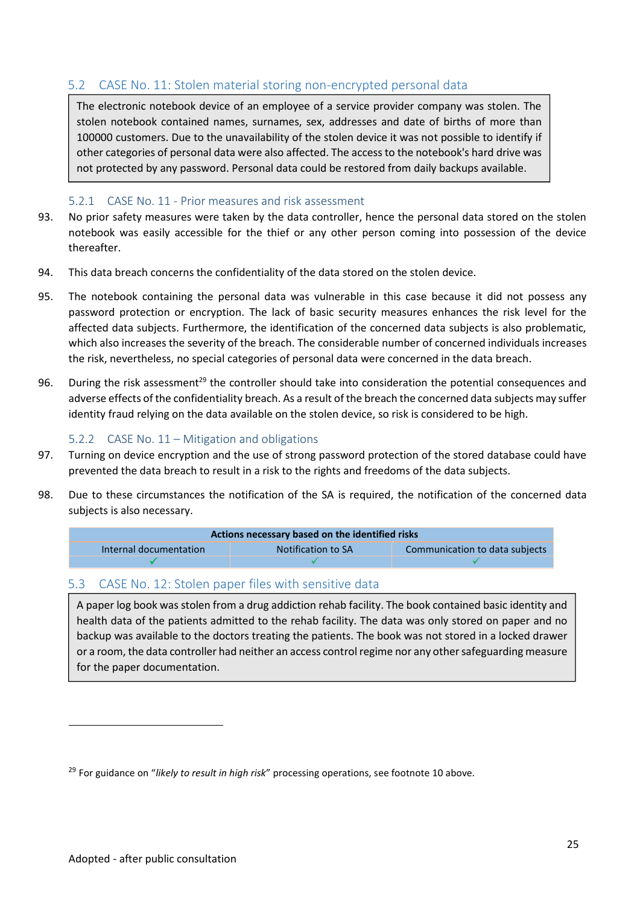## 5.2 CASE No. 11: Stolen material storing non-encrypted personal data

> The electronic notebook device of an employee of a service provider company was stolen. The stolen notebook contained names, surnames, sex, addresses and date of births of more than 100000 customers. Due to the unavailability of the stolen device it was not possible to identify if other categories of personal data were also affected. The access to the notebook's hard drive was not protected by any password. Personal data could be restored from daily backups available.

### 5.2.1 CASE No. 11 - Prior measures and risk assessment

93. No prior safety measures were taken by the data controller, hence the personal data stored on the stolen notebook was easily accessible for the thief or any other person coming into possession of the device thereafter.

94. This data breach concerns the confidentiality of the data stored on the stolen device.

95. The notebook containing the personal data was vulnerable in this case because it did not possess any password protection or encryption. The lack of basic security measures enhances the risk level for the affected data subjects. Furthermore, the identification of the concerned data subjects is also problematic, which also increases the severity of the breach. The considerable number of concerned individuals increases the risk, nevertheless, no special categories of personal data were concerned in the data breach.

96. During the risk assessment[29] the controller should take into consideration the potential consequences and adverse effects of the confidentiality breach. As a result of the breach the concerned data subjects may suffer identity fraud relying on the data available on the stolen device, so risk is considered to be high.

### 5.2.2 CASE No. 11 – Mitigation and obligations

97. Turning on device encryption and the use of strong password protection of the stored database could have prevented the data breach to result in a risk to the rights and freedoms of the data subjects.

98. Due to these circumstances the notification of the SA is required, the notification of the concerned data subjects is also necessary.

| Actions necessary based on the identified risks | | |
|---|---|---|
| Internal documentation | Notification to SA | Communication to data subjects |
| ✓ | ✓ | ✓ |

## 5.3 CASE No. 12: Stolen paper files with sensitive data

> A paper log book was stolen from a drug addiction rehab facility. The book contained basic identity and health data of the patients admitted to the rehab facility. The data was only stored on paper and no backup was available to the doctors treating the patients. The book was not stored in a locked drawer or a room, the data controller had neither an access control regime nor any other safeguarding measure for the paper documentation.

---

[29] For guidance on "*likely to result in high risk*" processing operations, see footnote 10 above.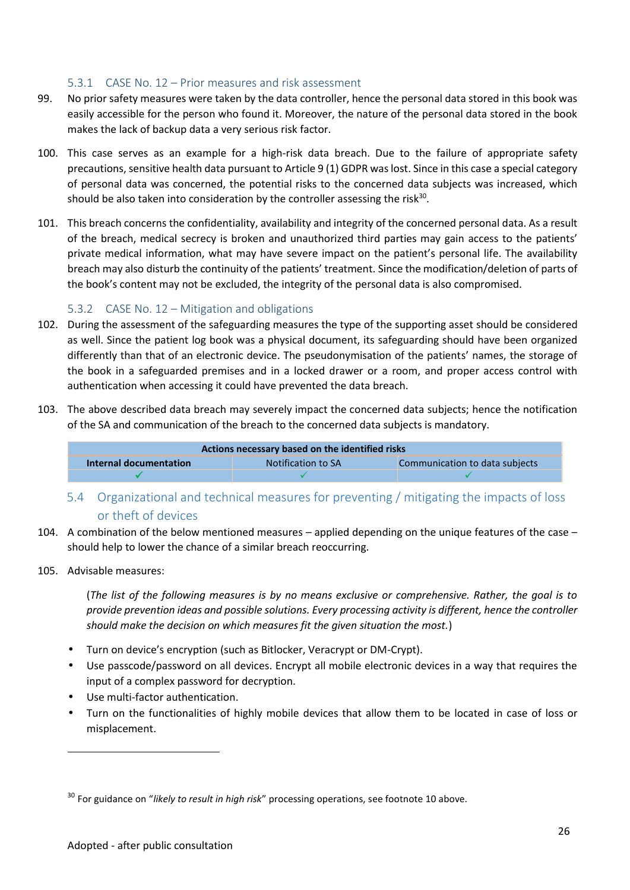### 5.3.1 CASE No. 12 – Prior measures and risk assessment

99. No prior safety measures were taken by the data controller, hence the personal data stored in this book was easily accessible for the person who found it. Moreover, the nature of the personal data stored in the book makes the lack of backup data a very serious risk factor.

100. This case serves as an example for a high-risk data breach. Due to the failure of appropriate safety precautions, sensitive health data pursuant to Article 9 (1) GDPR was lost. Since in this case a special category of personal data was concerned, the potential risks to the concerned data subjects was increased, which should be also taken into consideration by the controller assessing the risk[30].

101. This breach concerns the confidentiality, availability and integrity of the concerned personal data. As a result of the breach, medical secrecy is broken and unauthorized third parties may gain access to the patients' private medical information, what may have severe impact on the patient's personal life. The availability breach may also disturb the continuity of the patients' treatment. Since the modification/deletion of parts of the book's content may not be excluded, the integrity of the personal data is also compromised.

### 5.3.2 CASE No. 12 – Mitigation and obligations

102. During the assessment of the safeguarding measures the type of the supporting asset should be considered as well. Since the patient log book was a physical document, its safeguarding should have been organized differently than that of an electronic device. The pseudonymisation of the patients' names, the storage of the book in a safeguarded premises and in a locked drawer or a room, and proper access control with authentication when accessing it could have prevented the data breach.

103. The above described data breach may severely impact the concerned data subjects; hence the notification of the SA and communication of the breach to the concerned data subjects is mandatory.

| **Actions necessary based on the identified risks** | | |
|---|---|---|
| **Internal documentation** | Notification to SA | Communication to data subjects |
| ✓ | ✓ | ✓ |

## 5.4 Organizational and technical measures for preventing / mitigating the impacts of loss or theft of devices

104. A combination of the below mentioned measures – applied depending on the unique features of the case – should help to lower the chance of a similar breach reoccurring.

105. Advisable measures:

(*The list of the following measures is by no means exclusive or comprehensive. Rather, the goal is to provide prevention ideas and possible solutions. Every processing activity is different, hence the controller should make the decision on which measures fit the given situation the most.*)

- Turn on device's encryption (such as Bitlocker, Veracrypt or DM-Crypt).
- Use passcode/password on all devices. Encrypt all mobile electronic devices in a way that requires the input of a complex password for decryption.
- Use multi-factor authentication.
- Turn on the functionalities of highly mobile devices that allow them to be located in case of loss or misplacement.

---

[30] For guidance on "*likely to result in high risk*" processing operations, see footnote 10 above.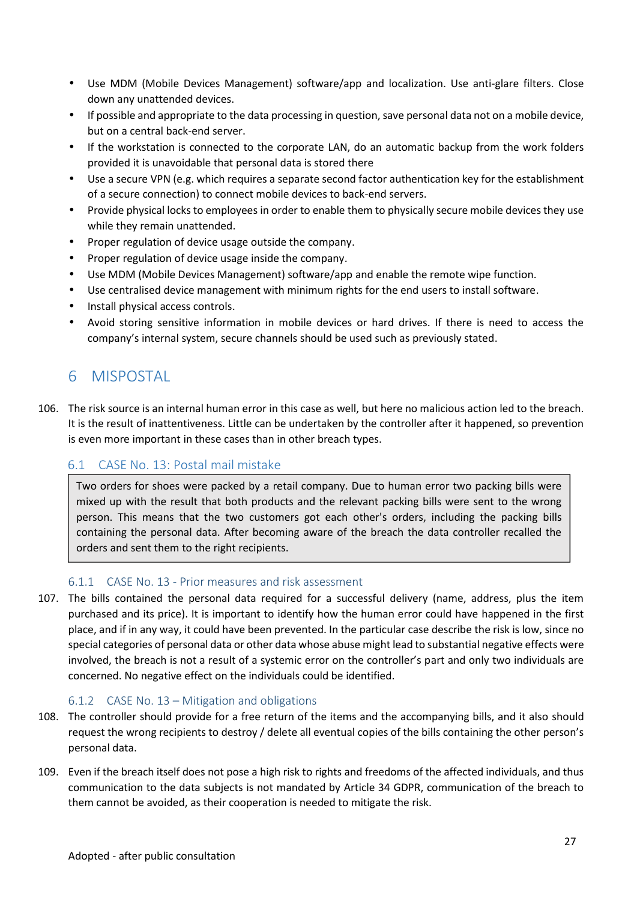- Use MDM (Mobile Devices Management) software/app and localization. Use anti-glare filters. Close down any unattended devices.
- If possible and appropriate to the data processing in question, save personal data not on a mobile device, but on a central back-end server.
- If the workstation is connected to the corporate LAN, do an automatic backup from the work folders provided it is unavoidable that personal data is stored there
- Use a secure VPN (e.g. which requires a separate second factor authentication key for the establishment of a secure connection) to connect mobile devices to back-end servers.
- Provide physical locks to employees in order to enable them to physically secure mobile devices they use while they remain unattended.
- Proper regulation of device usage outside the company.
- Proper regulation of device usage inside the company.
- Use MDM (Mobile Devices Management) software/app and enable the remote wipe function.
- Use centralised device management with minimum rights for the end users to install software.
- Install physical access controls.
- Avoid storing sensitive information in mobile devices or hard drives. If there is need to access the company's internal system, secure channels should be used such as previously stated.

# 6 MISPOSTAL

106. The risk source is an internal human error in this case as well, but here no malicious action led to the breach. It is the result of inattentiveness. Little can be undertaken by the controller after it happened, so prevention is even more important in these cases than in other breach types.

## 6.1 CASE No. 13: Postal mail mistake

> Two orders for shoes were packed by a retail company. Due to human error two packing bills were mixed up with the result that both products and the relevant packing bills were sent to the wrong person. This means that the two customers got each other's orders, including the packing bills containing the personal data. After becoming aware of the breach the data controller recalled the orders and sent them to the right recipients.

### 6.1.1 CASE No. 13 - Prior measures and risk assessment

107. The bills contained the personal data required for a successful delivery (name, address, plus the item purchased and its price). It is important to identify how the human error could have happened in the first place, and if in any way, it could have been prevented. In the particular case describe the risk is low, since no special categories of personal data or other data whose abuse might lead to substantial negative effects were involved, the breach is not a result of a systemic error on the controller's part and only two individuals are concerned. No negative effect on the individuals could be identified.

### 6.1.2 CASE No. 13 – Mitigation and obligations

108. The controller should provide for a free return of the items and the accompanying bills, and it also should request the wrong recipients to destroy / delete all eventual copies of the bills containing the other person's personal data.

109. Even if the breach itself does not pose a high risk to rights and freedoms of the affected individuals, and thus communication to the data subjects is not mandated by Article 34 GDPR, communication of the breach to them cannot be avoided, as their cooperation is needed to mitigate the risk.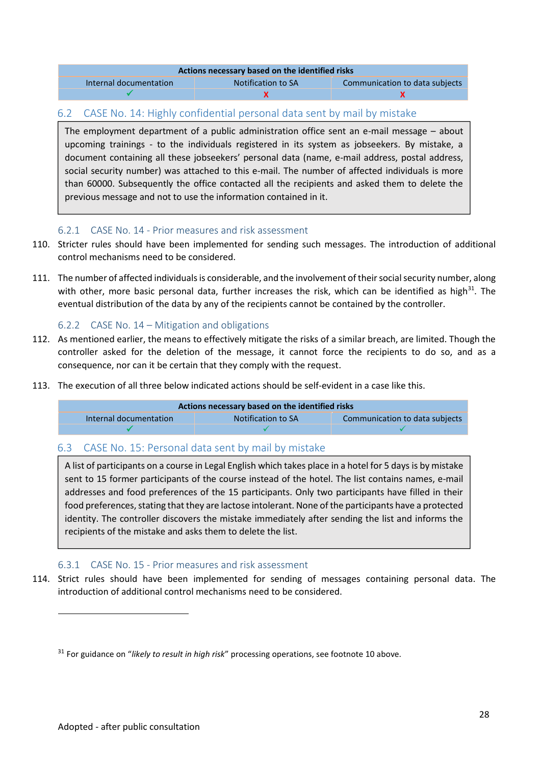| Actions necessary based on the identified risks | | |
|---|---|---|
| Internal documentation | Notification to SA | Communication to data subjects |
| ✓ | ✗ | ✗ |

## 6.2 CASE No. 14: Highly confidential personal data sent by mail by mistake

> The employment department of a public administration office sent an e-mail message – about upcoming trainings - to the individuals registered in its system as jobseekers. By mistake, a document containing all these jobseekers' personal data (name, e-mail address, postal address, social security number) was attached to this e-mail. The number of affected individuals is more than 60000. Subsequently the office contacted all the recipients and asked them to delete the previous message and not to use the information contained in it.

### 6.2.1 CASE No. 14 - Prior measures and risk assessment

110. Stricter rules should have been implemented for sending such messages. The introduction of additional control mechanisms need to be considered.

111. The number of affected individuals is considerable, and the involvement of their social security number, along with other, more basic personal data, further increases the risk, which can be identified as high[31]. The eventual distribution of the data by any of the recipients cannot be contained by the controller.

### 6.2.2 CASE No. 14 – Mitigation and obligations

112. As mentioned earlier, the means to effectively mitigate the risks of a similar breach, are limited. Though the controller asked for the deletion of the message, it cannot force the recipients to do so, and as a consequence, nor can it be certain that they comply with the request.

113. The execution of all three below indicated actions should be self-evident in a case like this.

| Actions necessary based on the identified risks | | |
|---|---|---|
| Internal documentation | Notification to SA | Communication to data subjects |
| ✓ | ✓ | ✓ |

## 6.3 CASE No. 15: Personal data sent by mail by mistake

> A list of participants on a course in Legal English which takes place in a hotel for 5 days is by mistake sent to 15 former participants of the course instead of the hotel. The list contains names, e-mail addresses and food preferences of the 15 participants. Only two participants have filled in their food preferences, stating that they are lactose intolerant. None of the participants have a protected identity. The controller discovers the mistake immediately after sending the list and informs the recipients of the mistake and asks them to delete the list.

### 6.3.1 CASE No. 15 - Prior measures and risk assessment

114. Strict rules should have been implemented for sending of messages containing personal data. The introduction of additional control mechanisms need to be considered.

---

[31] For guidance on "*likely to result in high risk*" processing operations, see footnote 10 above.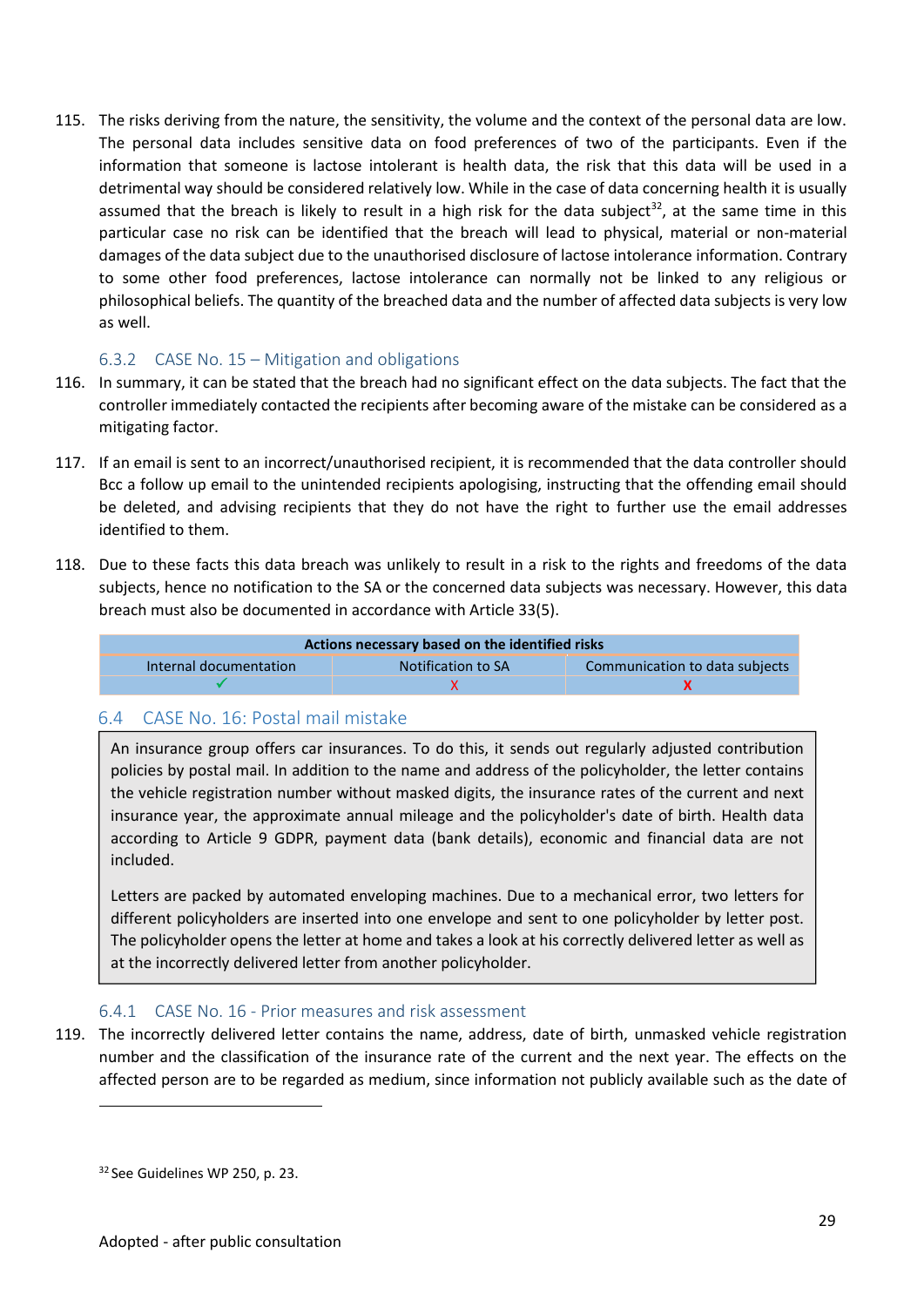115. The risks deriving from the nature, the sensitivity, the volume and the context of the personal data are low. The personal data includes sensitive data on food preferences of two of the participants. Even if the information that someone is lactose intolerant is health data, the risk that this data will be used in a detrimental way should be considered relatively low. While in the case of data concerning health it is usually assumed that the breach is likely to result in a high risk for the data subject[32], at the same time in this particular case no risk can be identified that the breach will lead to physical, material or non-material damages of the data subject due to the unauthorised disclosure of lactose intolerance information. Contrary to some other food preferences, lactose intolerance can normally not be linked to any religious or philosophical beliefs. The quantity of the breached data and the number of affected data subjects is very low as well.

#### 6.3.2 CASE No. 15 – Mitigation and obligations

116. In summary, it can be stated that the breach had no significant effect on the data subjects. The fact that the controller immediately contacted the recipients after becoming aware of the mistake can be considered as a mitigating factor.

117. If an email is sent to an incorrect/unauthorised recipient, it is recommended that the data controller should Bcc a follow up email to the unintended recipients apologising, instructing that the offending email should be deleted, and advising recipients that they do not have the right to further use the email addresses identified to them.

118. Due to these facts this data breach was unlikely to result in a risk to the rights and freedoms of the data subjects, hence no notification to the SA or the concerned data subjects was necessary. However, this data breach must also be documented in accordance with Article 33(5).

| Actions necessary based on the identified risks | | |
|---|---|---|
| Internal documentation | Notification to SA | Communication to data subjects |
| ✓ | X | X |

### 6.4 CASE No. 16: Postal mail mistake

> An insurance group offers car insurances. To do this, it sends out regularly adjusted contribution policies by postal mail. In addition to the name and address of the policyholder, the letter contains the vehicle registration number without masked digits, the insurance rates of the current and next insurance year, the approximate annual mileage and the policyholder's date of birth. Health data according to Article 9 GDPR, payment data (bank details), economic and financial data are not included.
>
> Letters are packed by automated enveloping machines. Due to a mechanical error, two letters for different policyholders are inserted into one envelope and sent to one policyholder by letter post. The policyholder opens the letter at home and takes a look at his correctly delivered letter as well as at the incorrectly delivered letter from another policyholder.

#### 6.4.1 CASE No. 16 - Prior measures and risk assessment

119. The incorrectly delivered letter contains the name, address, date of birth, unmasked vehicle registration number and the classification of the insurance rate of the current and the next year. The effects on the affected person are to be regarded as medium, since information not publicly available such as the date of

[32] See Guidelines WP 250, p. 23.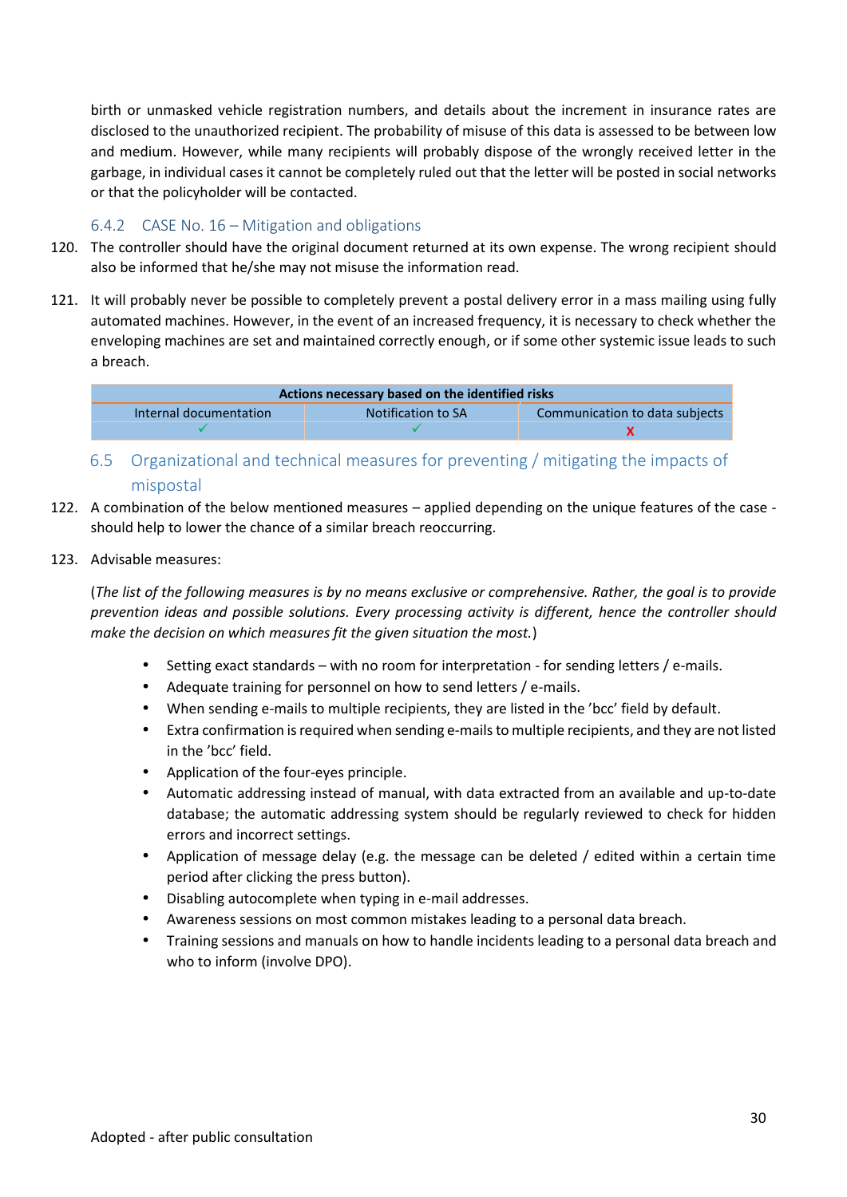birth or unmasked vehicle registration numbers, and details about the increment in insurance rates are disclosed to the unauthorized recipient. The probability of misuse of this data is assessed to be between low and medium. However, while many recipients will probably dispose of the wrongly received letter in the garbage, in individual cases it cannot be completely ruled out that the letter will be posted in social networks or that the policyholder will be contacted.

### 6.4.2 CASE No. 16 – Mitigation and obligations

120. The controller should have the original document returned at its own expense. The wrong recipient should also be informed that he/she may not misuse the information read.

121. It will probably never be possible to completely prevent a postal delivery error in a mass mailing using fully automated machines. However, in the event of an increased frequency, it is necessary to check whether the enveloping machines are set and maintained correctly enough, or if some other systemic issue leads to such a breach.

| **Actions necessary based on the identified risks** | | |
|---|---|---|
| Internal documentation | Notification to SA | Communication to data subjects |
| ✓ | ✓ | X |

## 6.5 Organizational and technical measures for preventing / mitigating the impacts of mispostal

122. A combination of the below mentioned measures – applied depending on the unique features of the case - should help to lower the chance of a similar breach reoccurring.

123. Advisable measures:

(*The list of the following measures is by no means exclusive or comprehensive. Rather, the goal is to provide prevention ideas and possible solutions. Every processing activity is different, hence the controller should make the decision on which measures fit the given situation the most.*)

- Setting exact standards – with no room for interpretation - for sending letters / e-mails.
- Adequate training for personnel on how to send letters / e-mails.
- When sending e-mails to multiple recipients, they are listed in the 'bcc' field by default.
- Extra confirmation is required when sending e-mails to multiple recipients, and they are not listed in the 'bcc' field.
- Application of the four-eyes principle.
- Automatic addressing instead of manual, with data extracted from an available and up-to-date database; the automatic addressing system should be regularly reviewed to check for hidden errors and incorrect settings.
- Application of message delay (e.g. the message can be deleted / edited within a certain time period after clicking the press button).
- Disabling autocomplete when typing in e-mail addresses.
- Awareness sessions on most common mistakes leading to a personal data breach.
- Training sessions and manuals on how to handle incidents leading to a personal data breach and who to inform (involve DPO).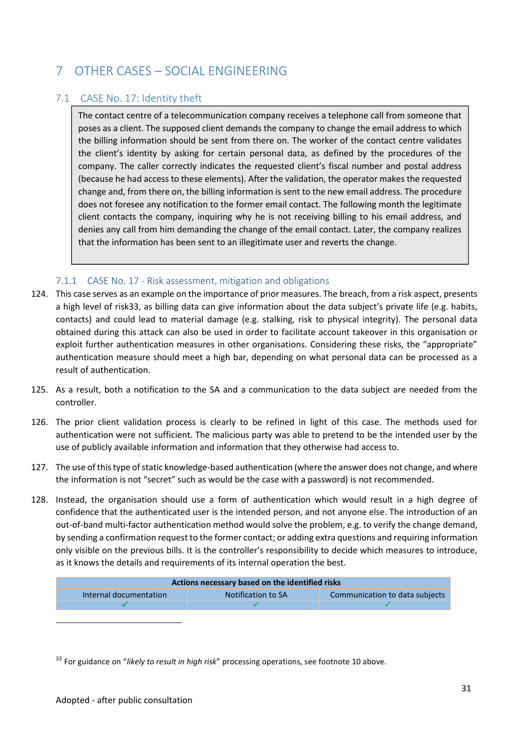# 7 OTHER CASES – SOCIAL ENGINEERING

## 7.1 CASE No. 17: Identity theft

> The contact centre of a telecommunication company receives a telephone call from someone that poses as a client. The supposed client demands the company to change the email address to which the billing information should be sent from there on. The worker of the contact centre validates the client's identity by asking for certain personal data, as defined by the procedures of the company. The caller correctly indicates the requested client's fiscal number and postal address (because he had access to these elements). After the validation, the operator makes the requested change and, from there on, the billing information is sent to the new email address. The procedure does not foresee any notification to the former email contact. The following month the legitimate client contacts the company, inquiring why he is not receiving billing to his email address, and denies any call from him demanding the change of the email contact. Later, the company realizes that the information has been sent to an illegitimate user and reverts the change.

### 7.1.1 CASE No. 17 - Risk assessment, mitigation and obligations

124. This case serves as an example on the importance of prior measures. The breach, from a risk aspect, presents a high level of risk[33], as billing data can give information about the data subject's private life (e.g. habits, contacts) and could lead to material damage (e.g. stalking, risk to physical integrity). The personal data obtained during this attack can also be used in order to facilitate account takeover in this organisation or exploit further authentication measures in other organisations. Considering these risks, the "appropriate" authentication measure should meet a high bar, depending on what personal data can be processed as a result of authentication.

125. As a result, both a notification to the SA and a communication to the data subject are needed from the controller.

126. The prior client validation process is clearly to be refined in light of this case. The methods used for authentication were not sufficient. The malicious party was able to pretend to be the intended user by the use of publicly available information and information that they otherwise had access to.

127. The use of this type of static knowledge-based authentication (where the answer does not change, and where the information is not "secret" such as would be the case with a password) is not recommended.

128. Instead, the organisation should use a form of authentication which would result in a high degree of confidence that the authenticated user is the intended person, and not anyone else. The introduction of an out-of-band multi-factor authentication method would solve the problem, e.g. to verify the change demand, by sending a confirmation request to the former contact; or adding extra questions and requiring information only visible on the previous bills. It is the controller's responsibility to decide which measures to introduce, as it knows the details and requirements of its internal operation the best.

| Actions necessary based on the identified risks | | |
|---|---|---|
| Internal documentation | Notification to SA | Communication to data subjects |
| ✓ | ✓ | ✓ |

[33] For guidance on "*likely to result in high risk*" processing operations, see footnote 10 above.

Adopted - after public consultation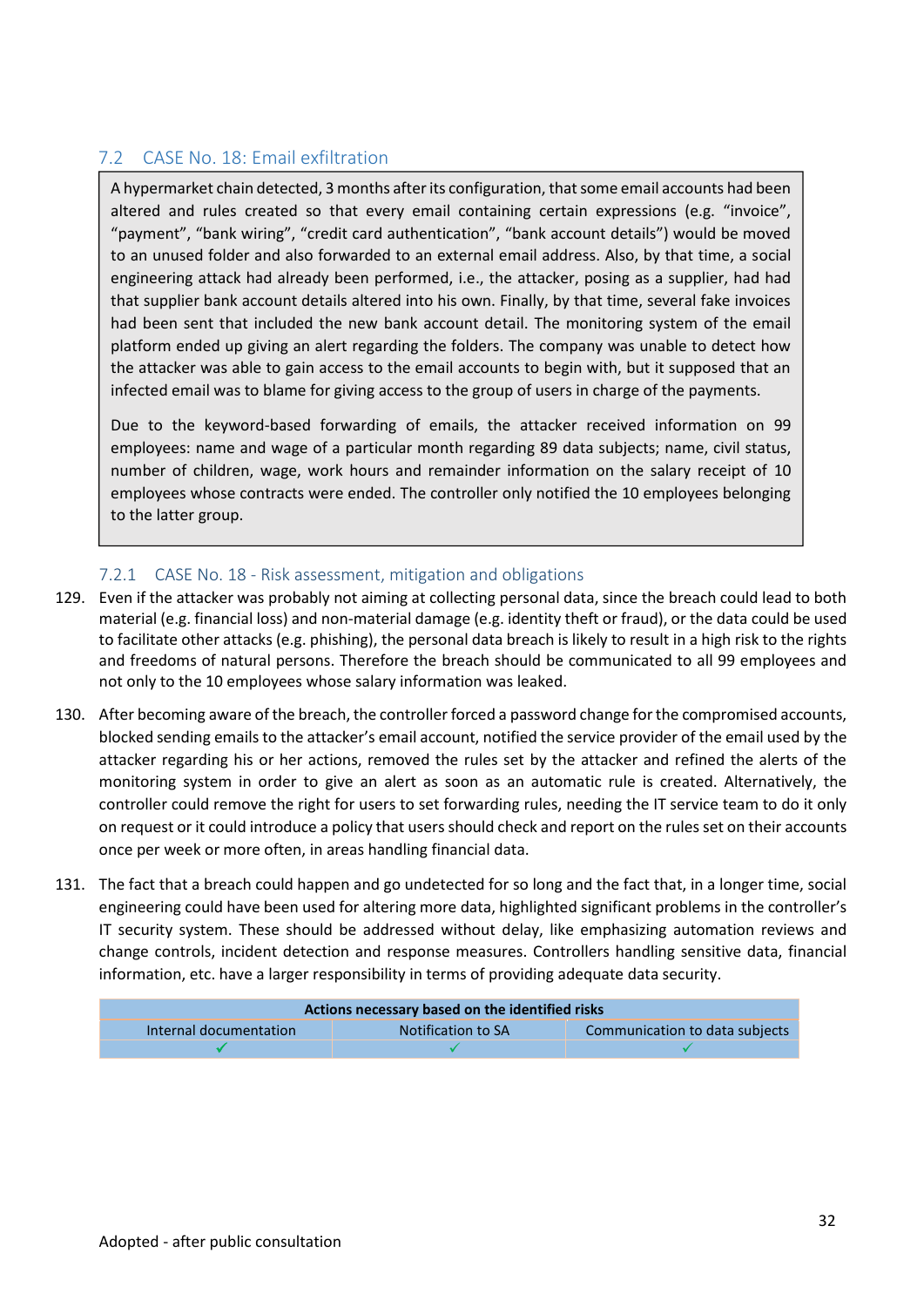## 7.2 CASE No. 18: Email exfiltration

A hypermarket chain detected, 3 months after its configuration, that some email accounts had been altered and rules created so that every email containing certain expressions (e.g. "invoice", "payment", "bank wiring", "credit card authentication", "bank account details") would be moved to an unused folder and also forwarded to an external email address. Also, by that time, a social engineering attack had already been performed, i.e., the attacker, posing as a supplier, had had that supplier bank account details altered into his own. Finally, by that time, several fake invoices had been sent that included the new bank account detail. The monitoring system of the email platform ended up giving an alert regarding the folders. The company was unable to detect how the attacker was able to gain access to the email accounts to begin with, but it supposed that an infected email was to blame for giving access to the group of users in charge of the payments.

Due to the keyword-based forwarding of emails, the attacker received information on 99 employees: name and wage of a particular month regarding 89 data subjects; name, civil status, number of children, wage, work hours and remainder information on the salary receipt of 10 employees whose contracts were ended. The controller only notified the 10 employees belonging to the latter group.

### 7.2.1 CASE No. 18 - Risk assessment, mitigation and obligations

129. Even if the attacker was probably not aiming at collecting personal data, since the breach could lead to both material (e.g. financial loss) and non-material damage (e.g. identity theft or fraud), or the data could be used to facilitate other attacks (e.g. phishing), the personal data breach is likely to result in a high risk to the rights and freedoms of natural persons. Therefore the breach should be communicated to all 99 employees and not only to the 10 employees whose salary information was leaked.

130. After becoming aware of the breach, the controller forced a password change for the compromised accounts, blocked sending emails to the attacker's email account, notified the service provider of the email used by the attacker regarding his or her actions, removed the rules set by the attacker and refined the alerts of the monitoring system in order to give an alert as soon as an automatic rule is created. Alternatively, the controller could remove the right for users to set forwarding rules, needing the IT service team to do it only on request or it could introduce a policy that users should check and report on the rules set on their accounts once per week or more often, in areas handling financial data.

131. The fact that a breach could happen and go undetected for so long and the fact that, in a longer time, social engineering could have been used for altering more data, highlighted significant problems in the controller's IT security system. These should be addressed without delay, like emphasizing automation reviews and change controls, incident detection and response measures. Controllers handling sensitive data, financial information, etc. have a larger responsibility in terms of providing adequate data security.

| **Actions necessary based on the identified risks** | | |
|---|---|---|
| Internal documentation | Notification to SA | Communication to data subjects |
| ✓ | ✓ | ✓ |

Adopted - after public consultation